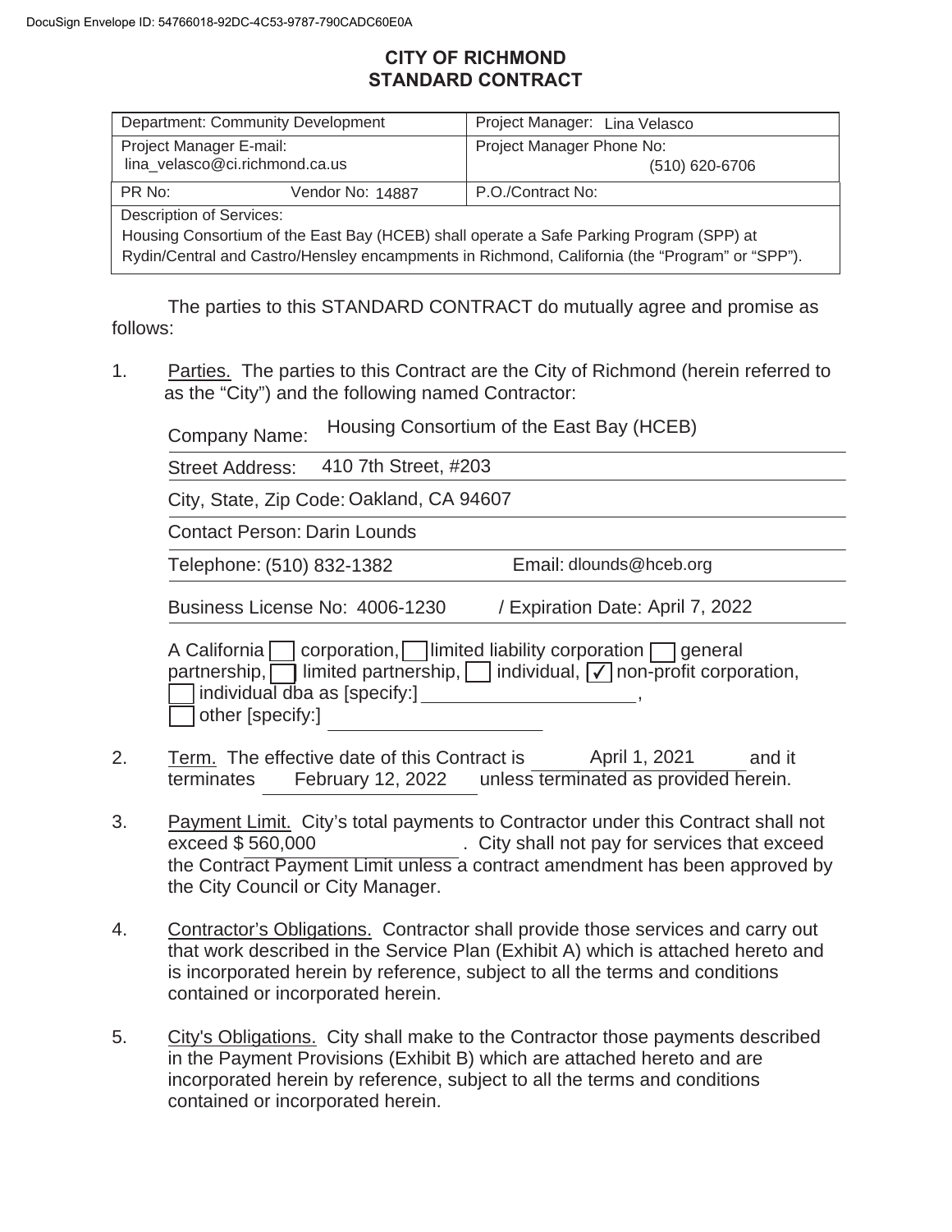DocuSign Envelope ID: 54766018-92DC-4C53-9787-790CADC60E0A

# CITY OF RICHMOND
## STANDARD CONTRACT

| Department: Community Development | Project Manager: Lina Velasco |
|---|---|
| Project Manager E-mail: lina_velasco@ci.richmond.ca.us | Project Manager Phone No: (510) 620-6706 |
| PR No: Vendor No: 14887 | P.O./Contract No: |
| Description of Services: Housing Consortium of the East Bay (HCEB) shall operate a Safe Parking Program (SPP) at Rydin/Central and Castro/Hensley encampments in Richmond, California (the "Program" or "SPP"). | |

The parties to this STANDARD CONTRACT do mutually agree and promise as follows:

1. Parties. The parties to this Contract are the City of Richmond (herein referred to as the "City") and the following named Contractor:

   Company Name: Housing Consortium of the East Bay (HCEB)

   Street Address: 410 7th Street, #203

   City, State, Zip Code: Oakland, CA 94607

   Contact Person: Darin Lounds

   Telephone: (510) 832-1382 Email: dlounds@hceb.org

   Business License No: 4006-1230 / Expiration Date: April 7, 2022

   A California ☐ corporation, ☐ limited liability corporation ☐ general partnership, ☐ limited partnership, ☐ individual, ☑ non-profit corporation, ☐ individual dba as [specify:] ____________________, ☐ other [specify:] ____________________

2. Term. The effective date of this Contract is April 1, 2021 and it terminates February 12, 2022 unless terminated as provided herein.

3. Payment Limit. City's total payments to Contractor under this Contract shall not exceed $ 560,000. City shall not pay for services that exceed the Contract Payment Limit unless a contract amendment has been approved by the City Council or City Manager.

4. Contractor's Obligations. Contractor shall provide those services and carry out that work described in the Service Plan (Exhibit A) which is attached hereto and is incorporated herein by reference, subject to all the terms and conditions contained or incorporated herein.

5. City's Obligations. City shall make to the Contractor those payments described in the Payment Provisions (Exhibit B) which are attached hereto and are incorporated herein by reference, subject to all the terms and conditions contained or incorporated herein.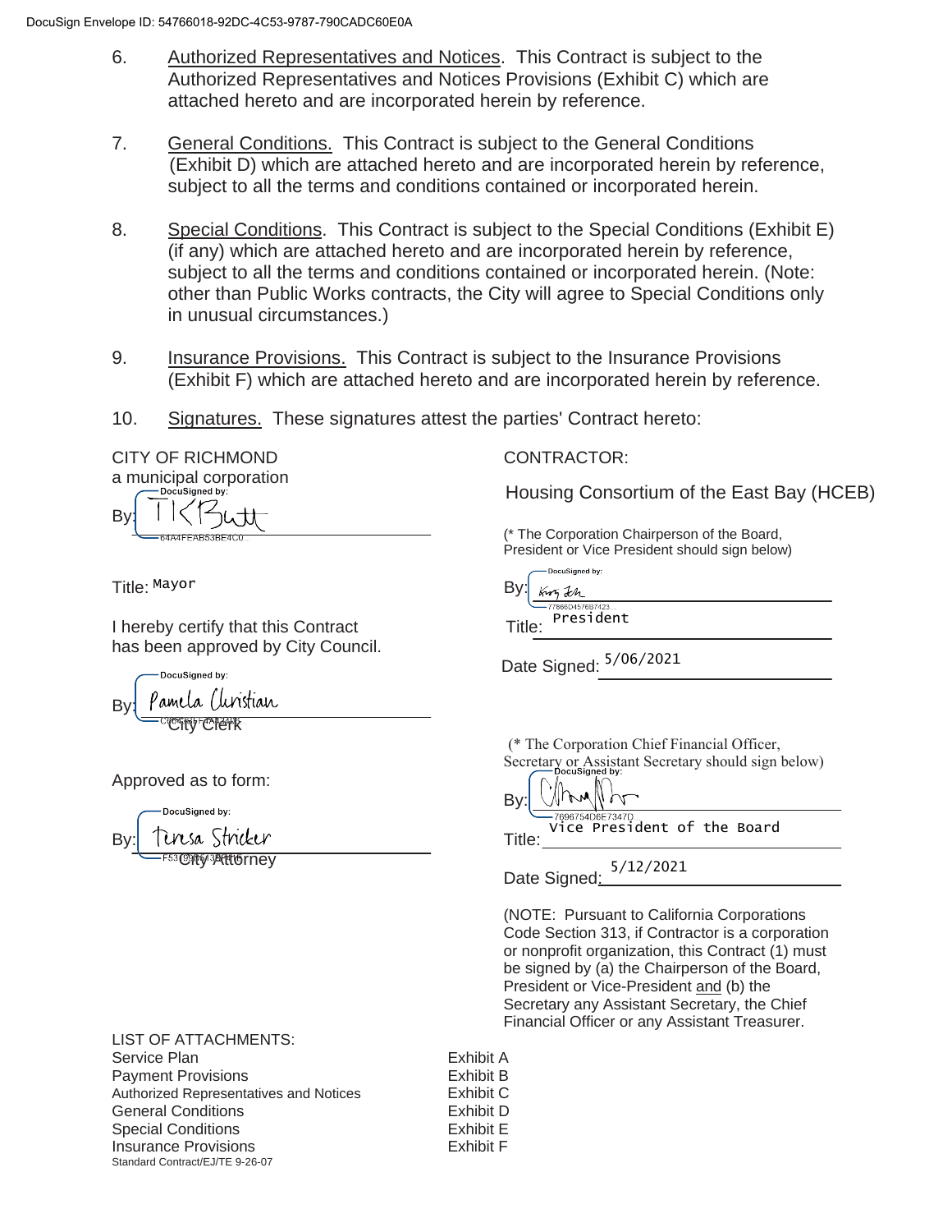6. Authorized Representatives and Notices. This Contract is subject to the Authorized Representatives and Notices Provisions (Exhibit C) which are attached hereto and are incorporated herein by reference.

7. General Conditions. This Contract is subject to the General Conditions (Exhibit D) which are attached hereto and are incorporated herein by reference, subject to all the terms and conditions contained or incorporated herein.

8. Special Conditions. This Contract is subject to the Special Conditions (Exhibit E) (if any) which are attached hereto and are incorporated herein by reference, subject to all the terms and conditions contained or incorporated herein. (Note: other than Public Works contracts, the City will agree to Special Conditions only in unusual circumstances.)

9. Insurance Provisions. This Contract is subject to the Insurance Provisions (Exhibit F) which are attached hereto and are incorporated herein by reference.

10. Signatures. These signatures attest the parties' Contract hereto:

CITY OF RICHMOND
a municipal corporation

By: DocuSigned by: TK Butt
64A4FEAB53BE4C0...

Title: Mayor

I hereby certify that this Contract has been approved by City Council.

By: DocuSigned by: Pamela Christian
City Clerk

Approved as to form:

By: DocuSigned by: Teresa Stricker
City Attorney

CONTRACTOR:

Housing Consortium of the East Bay (HCEB)

(* The Corporation Chairperson of the Board, President or Vice President should sign below)

By: DocuSigned by: [signature]
77865D4576B7423...

Title: President

Date Signed: 5/06/2021

(* The Corporation Chief Financial Officer, Secretary or Assistant Secretary should sign below)

By: DocuSigned by: [signature]
7696754D6E7347D...

Title: Vice President of the Board

Date Signed: 5/12/2021

(NOTE: Pursuant to California Corporations Code Section 313, if Contractor is a corporation or nonprofit organization, this Contract (1) must be signed by (a) the Chairperson of the Board, President or Vice-President and (b) the Secretary any Assistant Secretary, the Chief Financial Officer or any Assistant Treasurer.

LIST OF ATTACHMENTS:

| | |
|---|---|
| Service Plan | Exhibit A |
| Payment Provisions | Exhibit B |
| Authorized Representatives and Notices | Exhibit C |
| General Conditions | Exhibit D |
| Special Conditions | Exhibit E |
| Insurance Provisions | Exhibit F |

Standard Contract/EJ/TE 9-26-07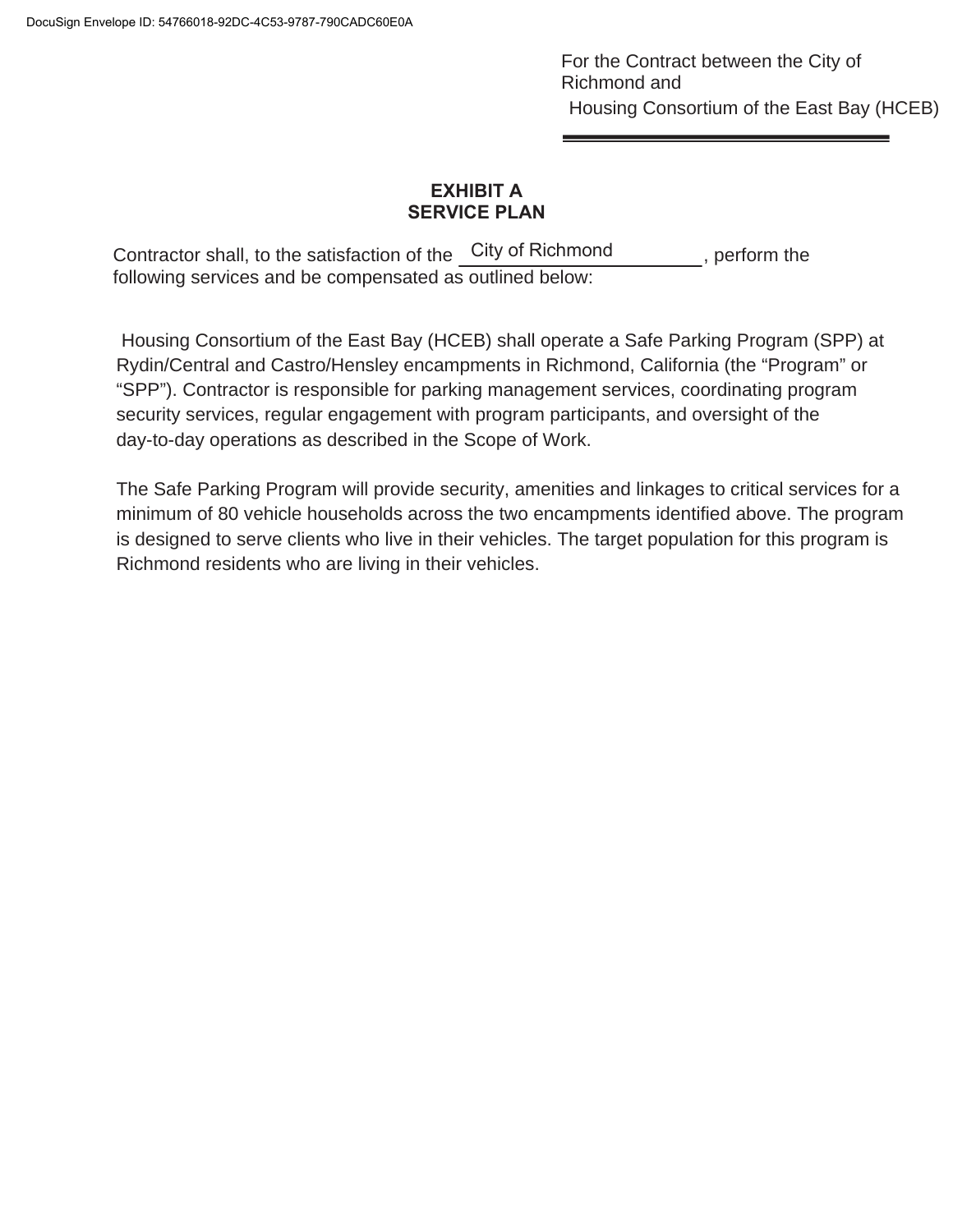For the Contract between the City of Richmond and
Housing Consortium of the East Bay (HCEB)

## EXHIBIT A
## SERVICE PLAN

Contractor shall, to the satisfaction of the City of Richmond, perform the following services and be compensated as outlined below:

Housing Consortium of the East Bay (HCEB) shall operate a Safe Parking Program (SPP) at Rydin/Central and Castro/Hensley encampments in Richmond, California (the "Program" or "SPP"). Contractor is responsible for parking management services, coordinating program security services, regular engagement with program participants, and oversight of the day-to-day operations as described in the Scope of Work.

The Safe Parking Program will provide security, amenities and linkages to critical services for a minimum of 80 vehicle households across the two encampments identified above. The program is designed to serve clients who live in their vehicles. The target population for this program is Richmond residents who are living in their vehicles.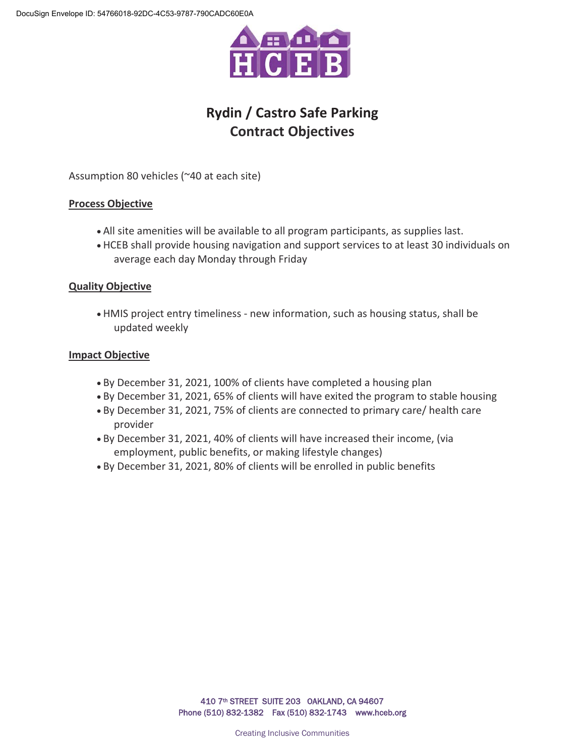DocuSign Envelope ID: 54766018-92DC-4C53-9787-790CADC60E0A

# Rydin / Castro Safe Parking
# Contract Objectives

Assumption 80 vehicles (~40 at each site)

**Process Objective**

- All site amenities will be available to all program participants, as supplies last.
- HCEB shall provide housing navigation and support services to at least 30 individuals on average each day Monday through Friday

**Quality Objective**

- HMIS project entry timeliness - new information, such as housing status, shall be updated weekly

**Impact Objective**

- By December 31, 2021, 100% of clients have completed a housing plan
- By December 31, 2021, 65% of clients will have exited the program to stable housing
- By December 31, 2021, 75% of clients are connected to primary care/ health care provider
- By December 31, 2021, 40% of clients will have increased their income, (via employment, public benefits, or making lifestyle changes)
- By December 31, 2021, 80% of clients will be enrolled in public benefits

410 7th STREET SUITE 203 OAKLAND, CA 94607
Phone (510) 832-1382 Fax (510) 832-1743 www.hceb.org

Creating Inclusive Communities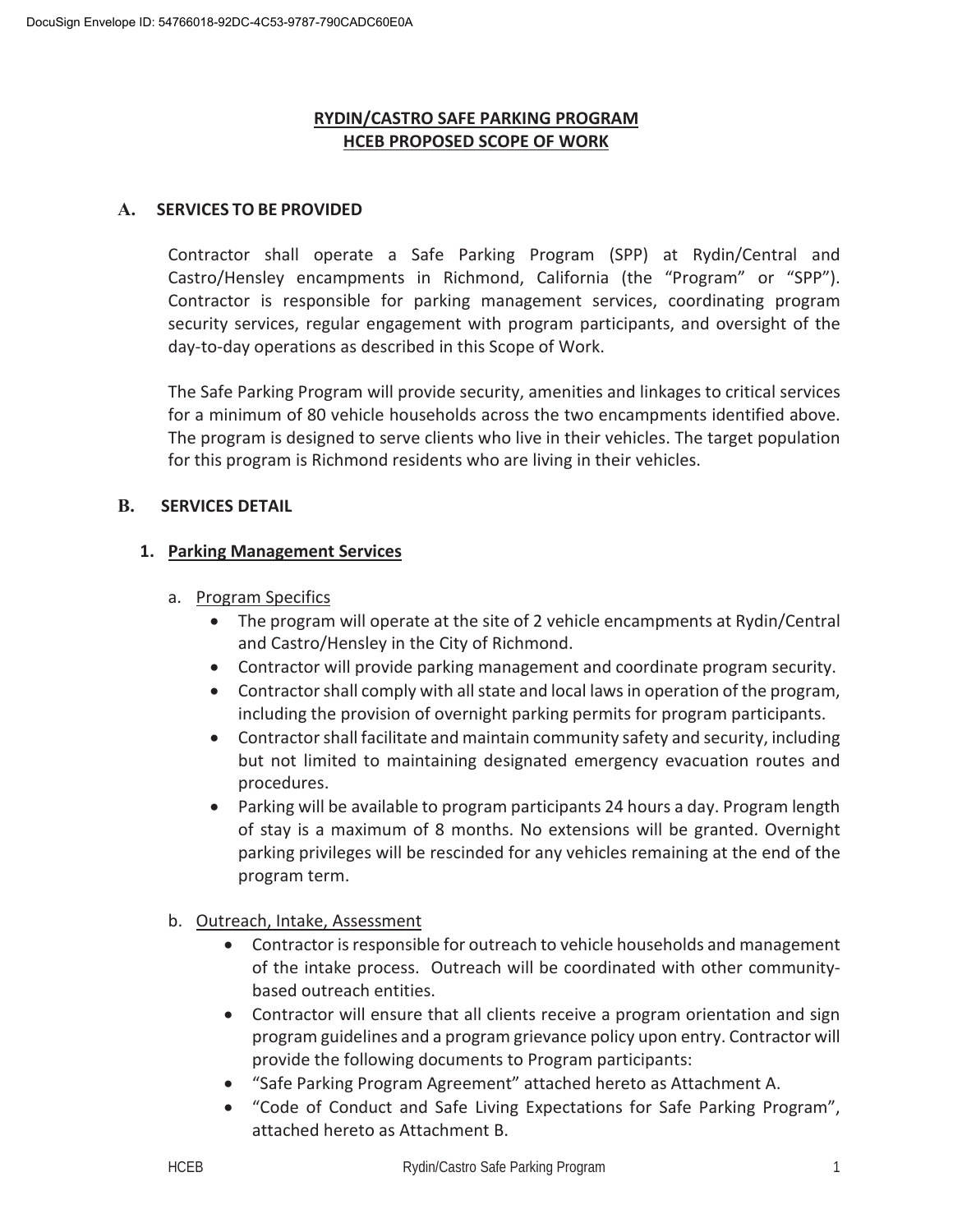# RYDIN/CASTRO SAFE PARKING PROGRAM
# HCEB PROPOSED SCOPE OF WORK

## A. SERVICES TO BE PROVIDED

Contractor shall operate a Safe Parking Program (SPP) at Rydin/Central and Castro/Hensley encampments in Richmond, California (the "Program" or "SPP"). Contractor is responsible for parking management services, coordinating program security services, regular engagement with program participants, and oversight of the day-to-day operations as described in this Scope of Work.

The Safe Parking Program will provide security, amenities and linkages to critical services for a minimum of 80 vehicle households across the two encampments identified above. The program is designed to serve clients who live in their vehicles. The target population for this program is Richmond residents who are living in their vehicles.

## B. SERVICES DETAIL

### 1. Parking Management Services

a. Program Specifics

- The program will operate at the site of 2 vehicle encampments at Rydin/Central and Castro/Hensley in the City of Richmond.
- Contractor will provide parking management and coordinate program security.
- Contractor shall comply with all state and local laws in operation of the program, including the provision of overnight parking permits for program participants.
- Contractor shall facilitate and maintain community safety and security, including but not limited to maintaining designated emergency evacuation routes and procedures.
- Parking will be available to program participants 24 hours a day. Program length of stay is a maximum of 8 months. No extensions will be granted. Overnight parking privileges will be rescinded for any vehicles remaining at the end of the program term.

b. Outreach, Intake, Assessment

- Contractor is responsible for outreach to vehicle households and management of the intake process. Outreach will be coordinated with other community-based outreach entities.
- Contractor will ensure that all clients receive a program orientation and sign program guidelines and a program grievance policy upon entry. Contractor will provide the following documents to Program participants:
- "Safe Parking Program Agreement" attached hereto as Attachment A.
- "Code of Conduct and Safe Living Expectations for Safe Parking Program", attached hereto as Attachment B.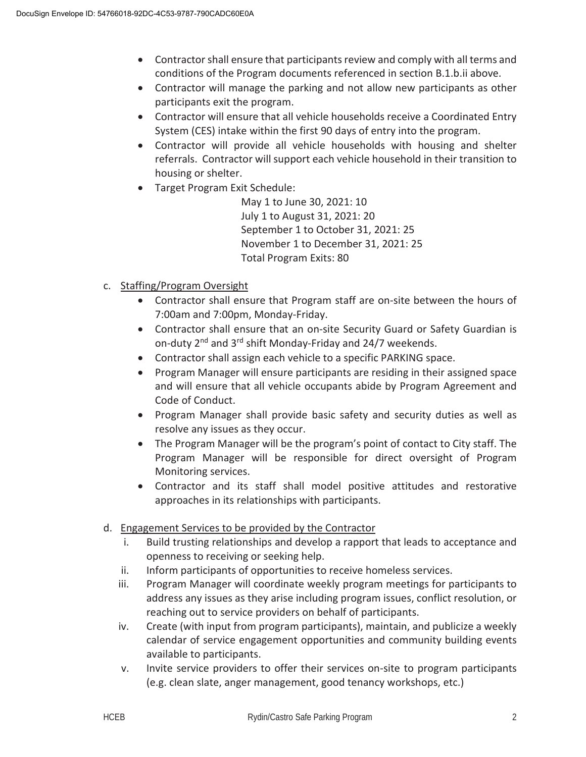- Contractor shall ensure that participants review and comply with all terms and conditions of the Program documents referenced in section B.1.b.ii above.
- Contractor will manage the parking and not allow new participants as other participants exit the program.
- Contractor will ensure that all vehicle households receive a Coordinated Entry System (CES) intake within the first 90 days of entry into the program.
- Contractor will provide all vehicle households with housing and shelter referrals. Contractor will support each vehicle household in their transition to housing or shelter.
- Target Program Exit Schedule:

  May 1 to June 30, 2021: 10
  July 1 to August 31, 2021: 20
  September 1 to October 31, 2021: 25
  November 1 to December 31, 2021: 25
  Total Program Exits: 80

c. <u>Staffing/Program Oversight</u>

- Contractor shall ensure that Program staff are on-site between the hours of 7:00am and 7:00pm, Monday-Friday.
- Contractor shall ensure that an on-site Security Guard or Safety Guardian is on-duty 2nd and 3rd shift Monday-Friday and 24/7 weekends.
- Contractor shall assign each vehicle to a specific PARKING space.
- Program Manager will ensure participants are residing in their assigned space and will ensure that all vehicle occupants abide by Program Agreement and Code of Conduct.
- Program Manager shall provide basic safety and security duties as well as resolve any issues as they occur.
- The Program Manager will be the program's point of contact to City staff. The Program Manager will be responsible for direct oversight of Program Monitoring services.
- Contractor and its staff shall model positive attitudes and restorative approaches in its relationships with participants.

d. <u>Engagement Services to be provided by the Contractor</u>

i. Build trusting relationships and develop a rapport that leads to acceptance and openness to receiving or seeking help.

ii. Inform participants of opportunities to receive homeless services.

iii. Program Manager will coordinate weekly program meetings for participants to address any issues as they arise including program issues, conflict resolution, or reaching out to service providers on behalf of participants.

iv. Create (with input from program participants), maintain, and publicize a weekly calendar of service engagement opportunities and community building events available to participants.

v. Invite service providers to offer their services on-site to program participants (e.g. clean slate, anger management, good tenancy workshops, etc.)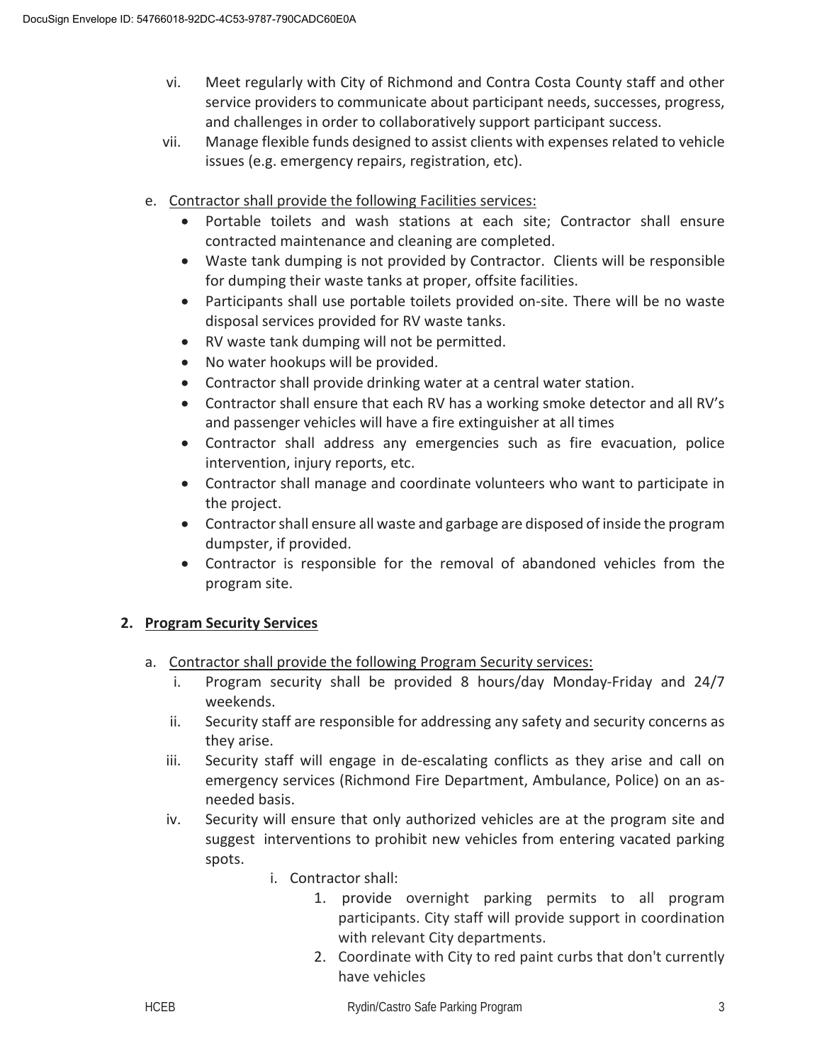vi. Meet regularly with City of Richmond and Contra Costa County staff and other service providers to communicate about participant needs, successes, progress, and challenges in order to collaboratively support participant success.

vii. Manage flexible funds designed to assist clients with expenses related to vehicle issues (e.g. emergency repairs, registration, etc).

e. Contractor shall provide the following Facilities services:

- Portable toilets and wash stations at each site; Contractor shall ensure contracted maintenance and cleaning are completed.
- Waste tank dumping is not provided by Contractor. Clients will be responsible for dumping their waste tanks at proper, offsite facilities.
- Participants shall use portable toilets provided on-site. There will be no waste disposal services provided for RV waste tanks.
- RV waste tank dumping will not be permitted.
- No water hookups will be provided.
- Contractor shall provide drinking water at a central water station.
- Contractor shall ensure that each RV has a working smoke detector and all RV's and passenger vehicles will have a fire extinguisher at all times
- Contractor shall address any emergencies such as fire evacuation, police intervention, injury reports, etc.
- Contractor shall manage and coordinate volunteers who want to participate in the project.
- Contractor shall ensure all waste and garbage are disposed of inside the program dumpster, if provided.
- Contractor is responsible for the removal of abandoned vehicles from the program site.

## 2. Program Security Services

a. Contractor shall provide the following Program Security services:

i. Program security shall be provided 8 hours/day Monday-Friday and 24/7 weekends.

ii. Security staff are responsible for addressing any safety and security concerns as they arise.

iii. Security staff will engage in de-escalating conflicts as they arise and call on emergency services (Richmond Fire Department, Ambulance, Police) on an as-needed basis.

iv. Security will ensure that only authorized vehicles are at the program site and suggest interventions to prohibit new vehicles from entering vacated parking spots.

   i. Contractor shall:

      1. provide overnight parking permits to all program participants. City staff will provide support in coordination with relevant City departments.
      2. Coordinate with City to red paint curbs that don't currently have vehicles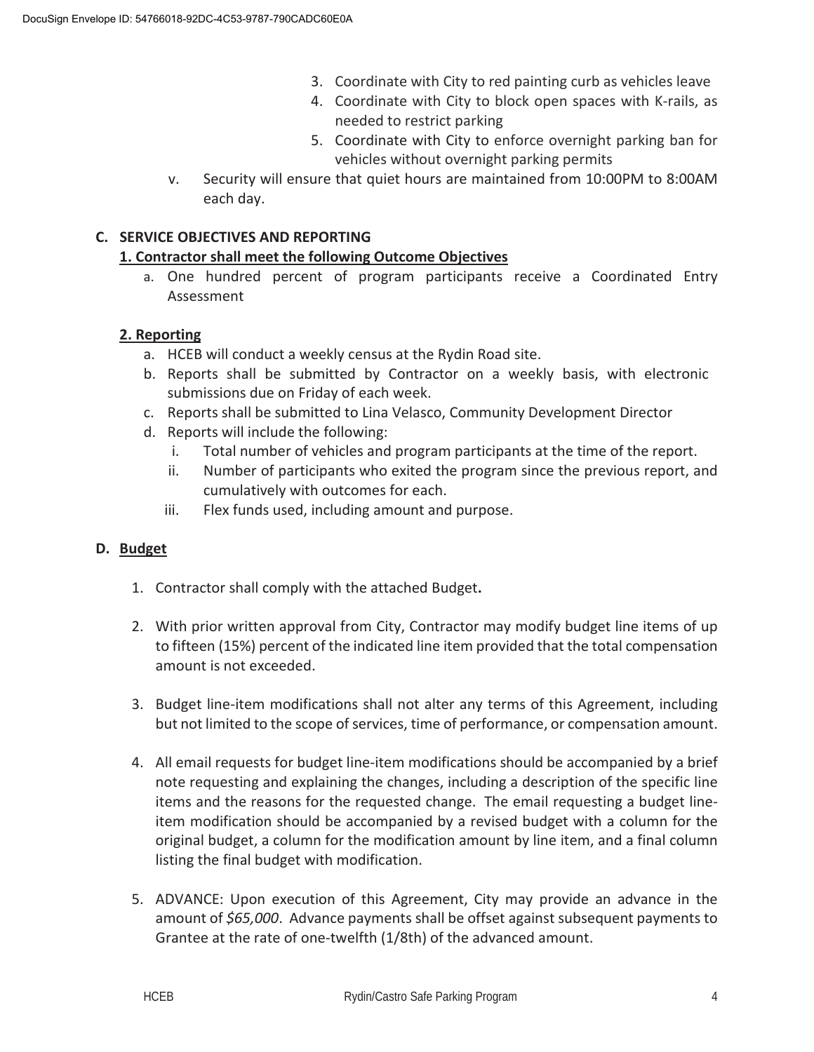3. Coordinate with City to red painting curb as vehicles leave
4. Coordinate with City to block open spaces with K-rails, as needed to restrict parking
5. Coordinate with City to enforce overnight parking ban for vehicles without overnight parking permits

v. Security will ensure that quiet hours are maintained from 10:00PM to 8:00AM each day.

## C. SERVICE OBJECTIVES AND REPORTING

### 1. Contractor shall meet the following Outcome Objectives

a. One hundred percent of program participants receive a Coordinated Entry Assessment

### 2. Reporting

a. HCEB will conduct a weekly census at the Rydin Road site.
b. Reports shall be submitted by Contractor on a weekly basis, with electronic submissions due on Friday of each week.
c. Reports shall be submitted to Lina Velasco, Community Development Director
d. Reports will include the following:
   i. Total number of vehicles and program participants at the time of the report.
   ii. Number of participants who exited the program since the previous report, and cumulatively with outcomes for each.
   iii. Flex funds used, including amount and purpose.

## D. Budget

1. Contractor shall comply with the attached Budget**.**

2. With prior written approval from City, Contractor may modify budget line items of up to fifteen (15%) percent of the indicated line item provided that the total compensation amount is not exceeded.

3. Budget line-item modifications shall not alter any terms of this Agreement, including but not limited to the scope of services, time of performance, or compensation amount.

4. All email requests for budget line-item modifications should be accompanied by a brief note requesting and explaining the changes, including a description of the specific line items and the reasons for the requested change. The email requesting a budget line-item modification should be accompanied by a revised budget with a column for the original budget, a column for the modification amount by line item, and a final column listing the final budget with modification.

5. ADVANCE: Upon execution of this Agreement, City may provide an advance in the amount of *$65,000*. Advance payments shall be offset against subsequent payments to Grantee at the rate of one-twelfth (1/8th) of the advanced amount.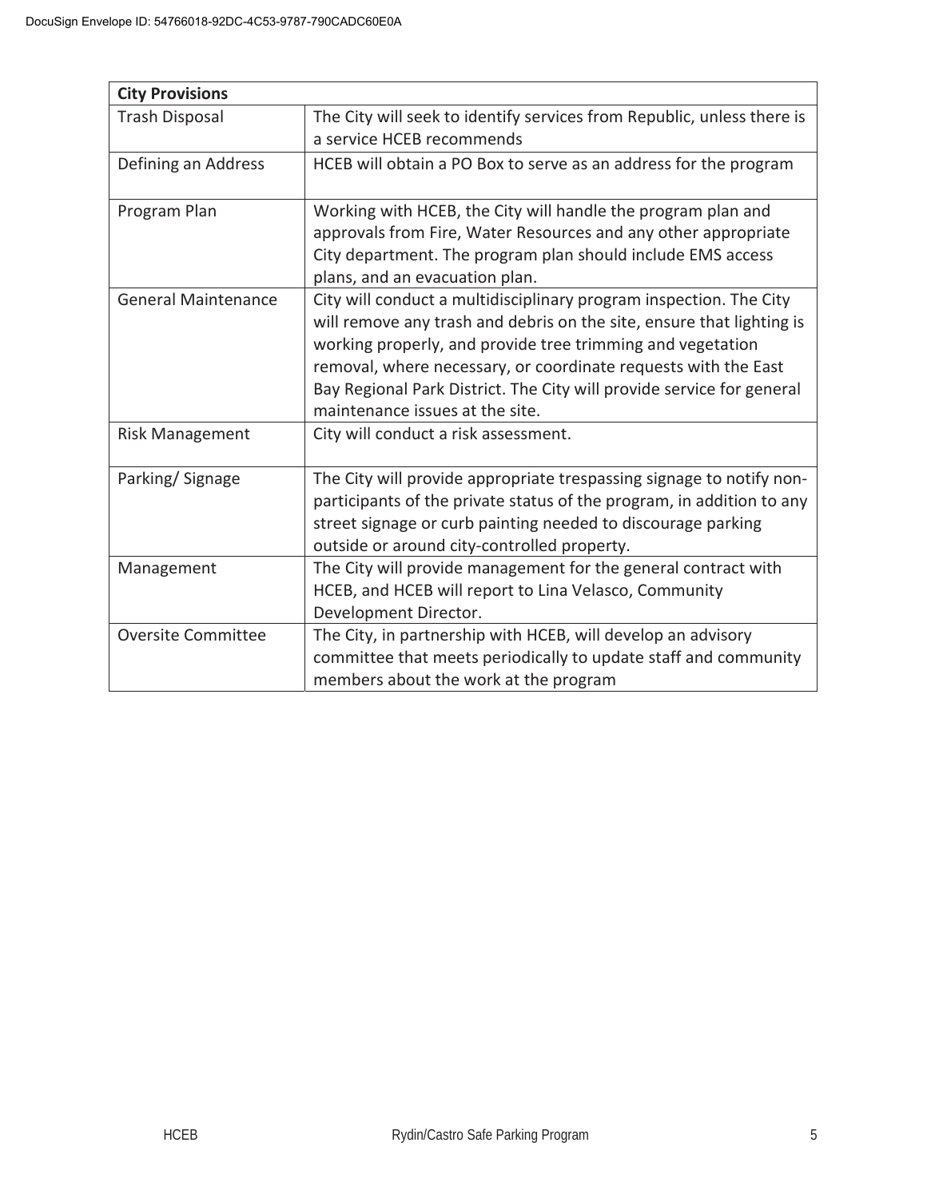| **City Provisions** | |
|---|---|
| Trash Disposal | The City will seek to identify services from Republic, unless there is a service HCEB recommends |
| Defining an Address | HCEB will obtain a PO Box to serve as an address for the program |
| Program Plan | Working with HCEB, the City will handle the program plan and approvals from Fire, Water Resources and any other appropriate City department. The program plan should include EMS access plans, and an evacuation plan. |
| General Maintenance | City will conduct a multidisciplinary program inspection. The City will remove any trash and debris on the site, ensure that lighting is working properly, and provide tree trimming and vegetation removal, where necessary, or coordinate requests with the East Bay Regional Park District. The City will provide service for general maintenance issues at the site. |
| Risk Management | City will conduct a risk assessment. |
| Parking/ Signage | The City will provide appropriate trespassing signage to notify non-participants of the private status of the program, in addition to any street signage or curb painting needed to discourage parking outside or around city-controlled property. |
| Management | The City will provide management for the general contract with HCEB, and HCEB will report to Lina Velasco, Community Development Director. |
| Oversite Committee | The City, in partnership with HCEB, will develop an advisory committee that meets periodically to update staff and community members about the work at the program |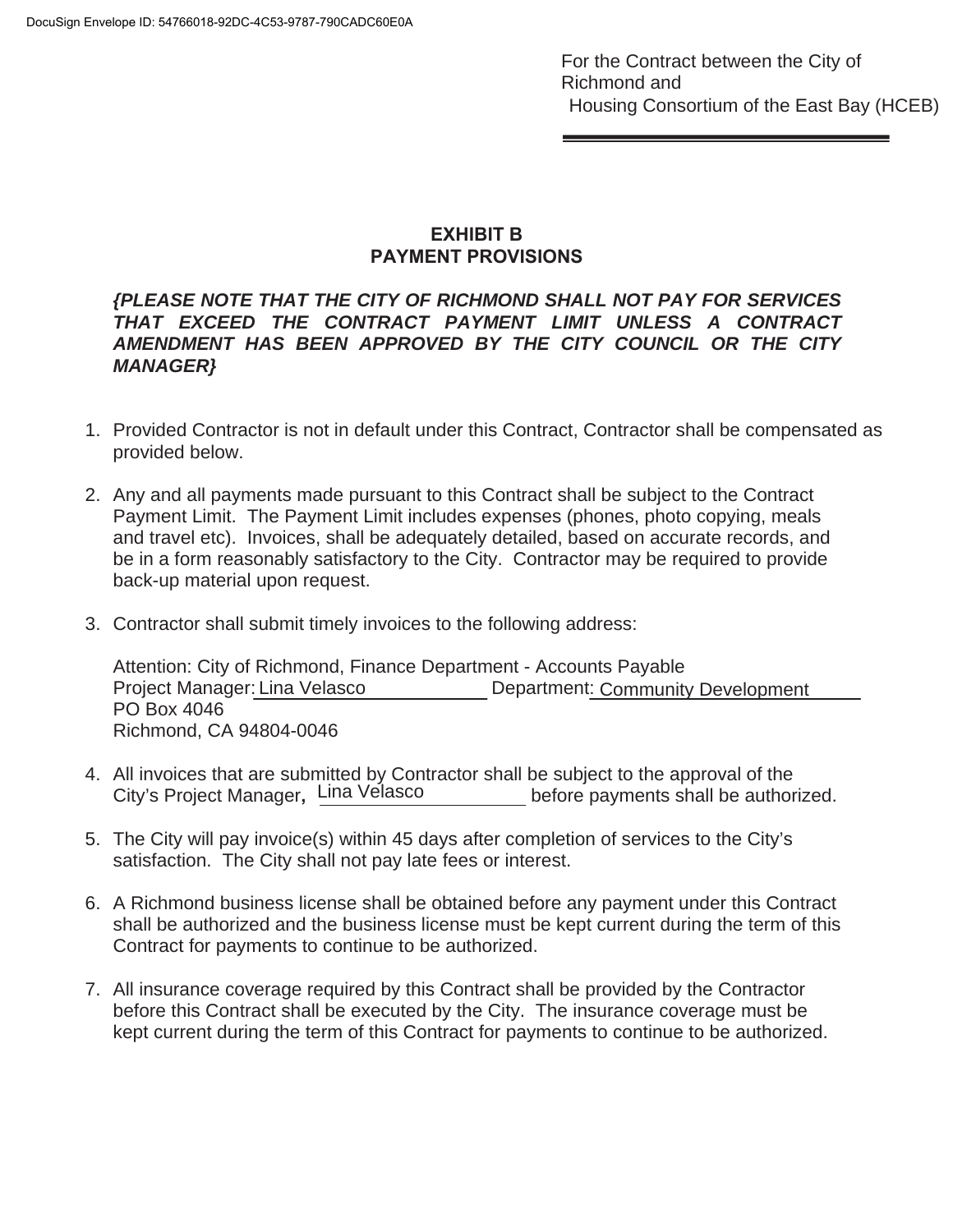For the Contract between the City of Richmond and Housing Consortium of the East Bay (HCEB)

## EXHIBIT B
## PAYMENT PROVISIONS

***{PLEASE NOTE THAT THE CITY OF RICHMOND SHALL NOT PAY FOR SERVICES THAT EXCEED THE CONTRACT PAYMENT LIMIT UNLESS A CONTRACT AMENDMENT HAS BEEN APPROVED BY THE CITY COUNCIL OR THE CITY MANAGER}***

1. Provided Contractor is not in default under this Contract, Contractor shall be compensated as provided below.

2. Any and all payments made pursuant to this Contract shall be subject to the Contract Payment Limit. The Payment Limit includes expenses (phones, photo copying, meals and travel etc). Invoices, shall be adequately detailed, based on accurate records, and be in a form reasonably satisfactory to the City. Contractor may be required to provide back-up material upon request.

3. Contractor shall submit timely invoices to the following address:

   Attention: City of Richmond, Finance Department - Accounts Payable
   Project Manager: Lina Velasco Department: Community Development
   PO Box 4046
   Richmond, CA 94804-0046

4. All invoices that are submitted by Contractor shall be subject to the approval of the City's Project Manager**,** Lina Velasco before payments shall be authorized.

5. The City will pay invoice(s) within 45 days after completion of services to the City's satisfaction. The City shall not pay late fees or interest.

6. A Richmond business license shall be obtained before any payment under this Contract shall be authorized and the business license must be kept current during the term of this Contract for payments to continue to be authorized.

7. All insurance coverage required by this Contract shall be provided by the Contractor before this Contract shall be executed by the City. The insurance coverage must be kept current during the term of this Contract for payments to continue to be authorized.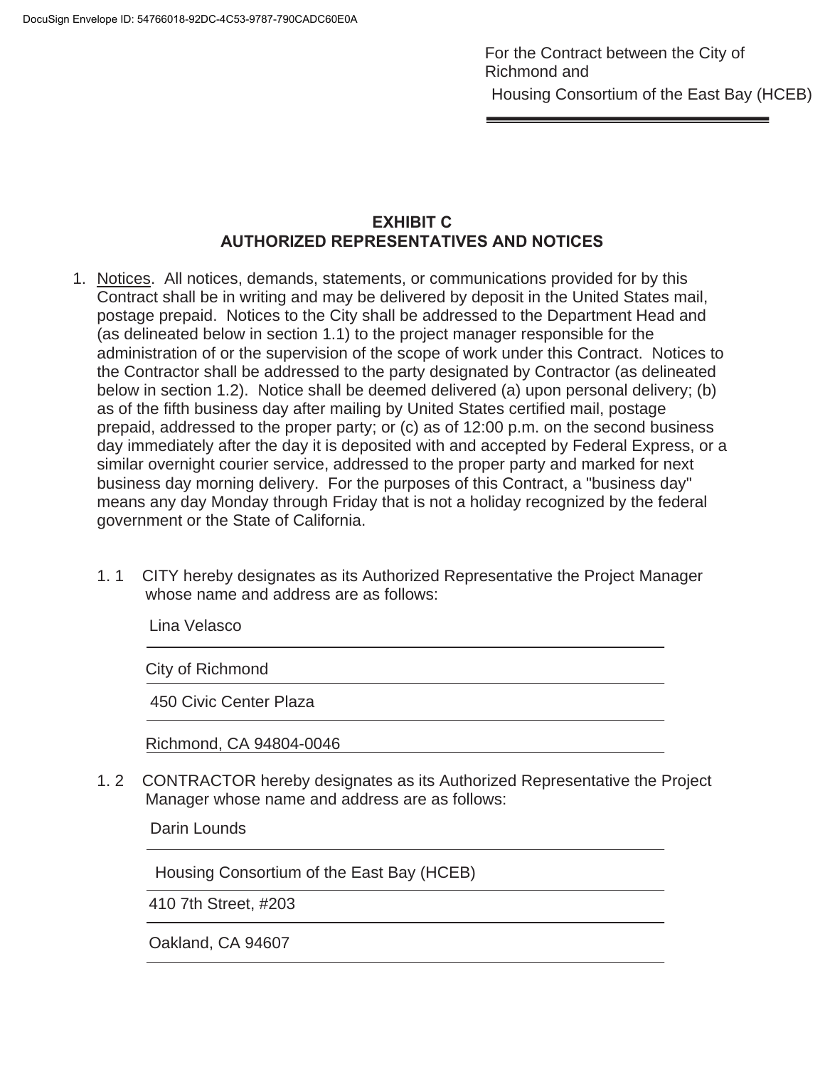For the Contract between the City of Richmond and
Housing Consortium of the East Bay (HCEB)

## EXHIBIT C
## AUTHORIZED REPRESENTATIVES AND NOTICES

1. Notices. All notices, demands, statements, or communications provided for by this Contract shall be in writing and may be delivered by deposit in the United States mail, postage prepaid. Notices to the City shall be addressed to the Department Head and (as delineated below in section 1.1) to the project manager responsible for the administration of or the supervision of the scope of work under this Contract. Notices to the Contractor shall be addressed to the party designated by Contractor (as delineated below in section 1.2). Notice shall be deemed delivered (a) upon personal delivery; (b) as of the fifth business day after mailing by United States certified mail, postage prepaid, addressed to the proper party; or (c) as of 12:00 p.m. on the second business day immediately after the day it is deposited with and accepted by Federal Express, or a similar overnight courier service, addressed to the proper party and marked for next business day morning delivery. For the purposes of this Contract, a "business day" means any day Monday through Friday that is not a holiday recognized by the federal government or the State of California.

1.1 CITY hereby designates as its Authorized Representative the Project Manager whose name and address are as follows:

Lina Velasco
City of Richmond
450 Civic Center Plaza
Richmond, CA 94804-0046

1.2 CONTRACTOR hereby designates as its Authorized Representative the Project Manager whose name and address are as follows:

Darin Lounds
Housing Consortium of the East Bay (HCEB)
410 7th Street, #203
Oakland, CA 94607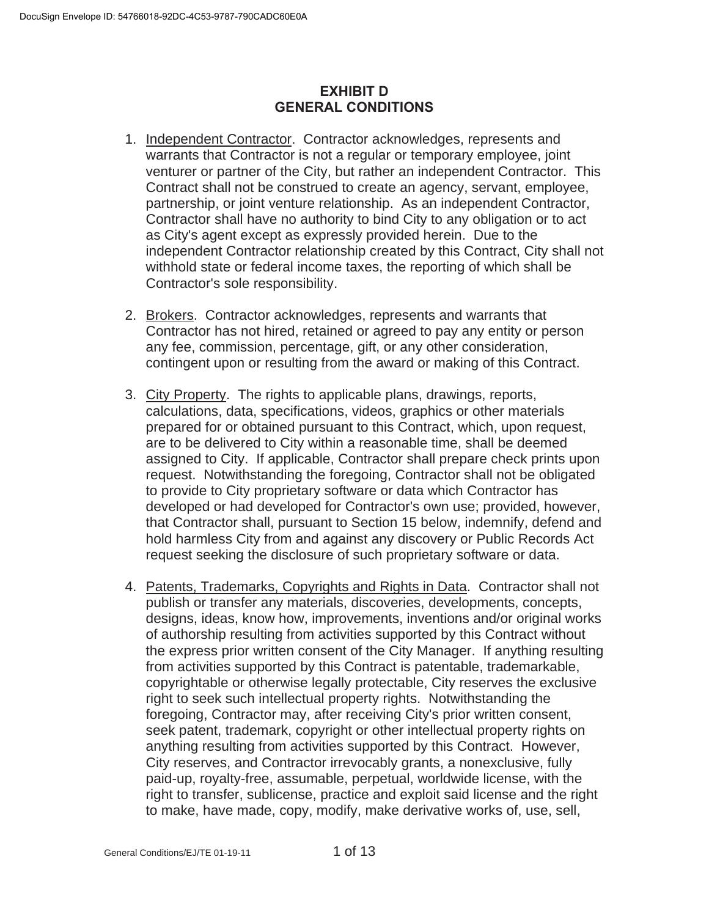# EXHIBIT D
# GENERAL CONDITIONS

1. Independent Contractor. Contractor acknowledges, represents and warrants that Contractor is not a regular or temporary employee, joint venturer or partner of the City, but rather an independent Contractor. This Contract shall not be construed to create an agency, servant, employee, partnership, or joint venture relationship. As an independent Contractor, Contractor shall have no authority to bind City to any obligation or to act as City's agent except as expressly provided herein. Due to the independent Contractor relationship created by this Contract, City shall not withhold state or federal income taxes, the reporting of which shall be Contractor's sole responsibility.

2. Brokers. Contractor acknowledges, represents and warrants that Contractor has not hired, retained or agreed to pay any entity or person any fee, commission, percentage, gift, or any other consideration, contingent upon or resulting from the award or making of this Contract.

3. City Property. The rights to applicable plans, drawings, reports, calculations, data, specifications, videos, graphics or other materials prepared for or obtained pursuant to this Contract, which, upon request, are to be delivered to City within a reasonable time, shall be deemed assigned to City. If applicable, Contractor shall prepare check prints upon request. Notwithstanding the foregoing, Contractor shall not be obligated to provide to City proprietary software or data which Contractor has developed or had developed for Contractor's own use; provided, however, that Contractor shall, pursuant to Section 15 below, indemnify, defend and hold harmless City from and against any discovery or Public Records Act request seeking the disclosure of such proprietary software or data.

4. Patents, Trademarks, Copyrights and Rights in Data. Contractor shall not publish or transfer any materials, discoveries, developments, concepts, designs, ideas, know how, improvements, inventions and/or original works of authorship resulting from activities supported by this Contract without the express prior written consent of the City Manager. If anything resulting from activities supported by this Contract is patentable, trademarkable, copyrightable or otherwise legally protectable, City reserves the exclusive right to seek such intellectual property rights. Notwithstanding the foregoing, Contractor may, after receiving City's prior written consent, seek patent, trademark, copyright or other intellectual property rights on anything resulting from activities supported by this Contract. However, City reserves, and Contractor irrevocably grants, a nonexclusive, fully paid-up, royalty-free, assumable, perpetual, worldwide license, with the right to transfer, sublicense, practice and exploit said license and the right to make, have made, copy, modify, make derivative works of, use, sell,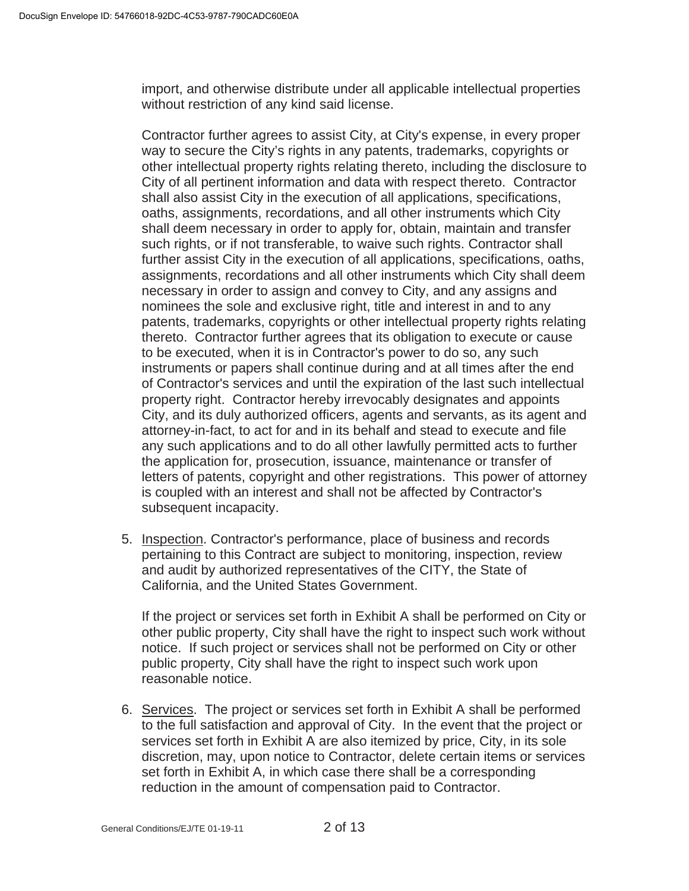import, and otherwise distribute under all applicable intellectual properties without restriction of any kind said license.

Contractor further agrees to assist City, at City's expense, in every proper way to secure the City's rights in any patents, trademarks, copyrights or other intellectual property rights relating thereto, including the disclosure to City of all pertinent information and data with respect thereto. Contractor shall also assist City in the execution of all applications, specifications, oaths, assignments, recordations, and all other instruments which City shall deem necessary in order to apply for, obtain, maintain and transfer such rights, or if not transferable, to waive such rights. Contractor shall further assist City in the execution of all applications, specifications, oaths, assignments, recordations and all other instruments which City shall deem necessary in order to assign and convey to City, and any assigns and nominees the sole and exclusive right, title and interest in and to any patents, trademarks, copyrights or other intellectual property rights relating thereto. Contractor further agrees that its obligation to execute or cause to be executed, when it is in Contractor's power to do so, any such instruments or papers shall continue during and at all times after the end of Contractor's services and until the expiration of the last such intellectual property right. Contractor hereby irrevocably designates and appoints City, and its duly authorized officers, agents and servants, as its agent and attorney-in-fact, to act for and in its behalf and stead to execute and file any such applications and to do all other lawfully permitted acts to further the application for, prosecution, issuance, maintenance or transfer of letters of patents, copyright and other registrations. This power of attorney is coupled with an interest and shall not be affected by Contractor's subsequent incapacity.

5. Inspection. Contractor's performance, place of business and records pertaining to this Contract are subject to monitoring, inspection, review and audit by authorized representatives of the CITY, the State of California, and the United States Government.

   If the project or services set forth in Exhibit A shall be performed on City or other public property, City shall have the right to inspect such work without notice. If such project or services shall not be performed on City or other public property, City shall have the right to inspect such work upon reasonable notice.

6. Services. The project or services set forth in Exhibit A shall be performed to the full satisfaction and approval of City. In the event that the project or services set forth in Exhibit A are also itemized by price, City, in its sole discretion, may, upon notice to Contractor, delete certain items or services set forth in Exhibit A, in which case there shall be a corresponding reduction in the amount of compensation paid to Contractor.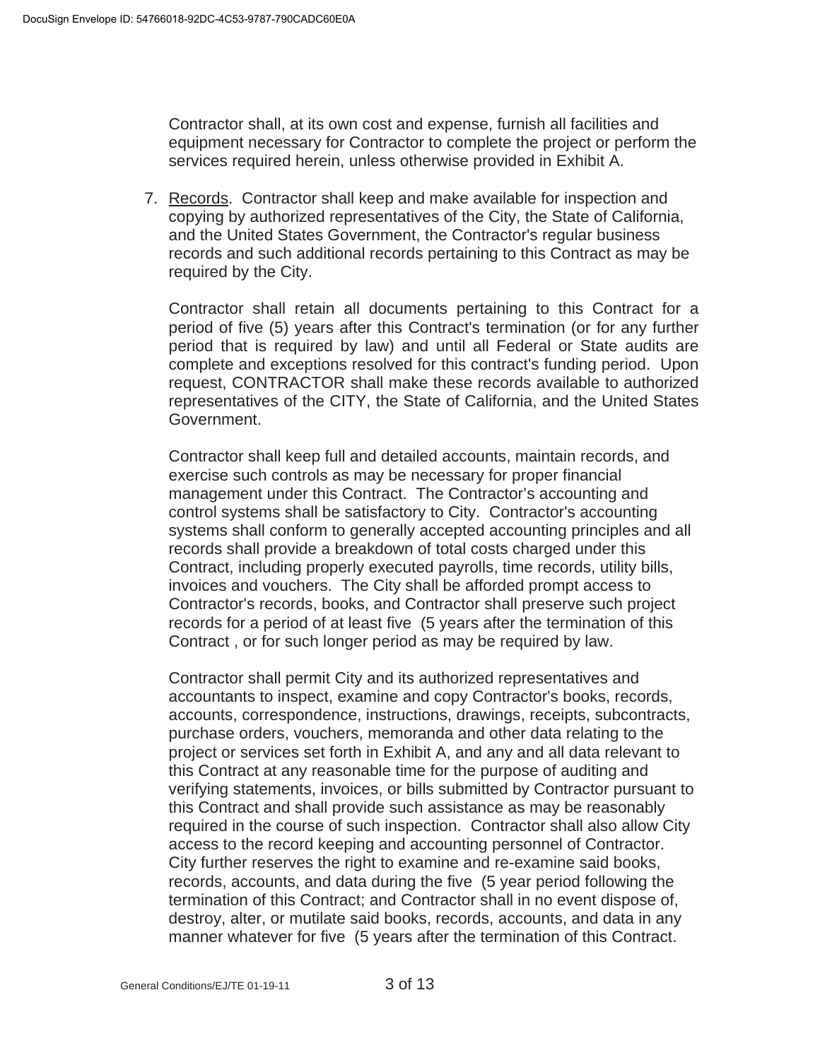Contractor shall, at its own cost and expense, furnish all facilities and equipment necessary for Contractor to complete the project or perform the services required herein, unless otherwise provided in Exhibit A.

7. Records. Contractor shall keep and make available for inspection and copying by authorized representatives of the City, the State of California, and the United States Government, the Contractor's regular business records and such additional records pertaining to this Contract as may be required by the City.

   Contractor shall retain all documents pertaining to this Contract for a period of five (5) years after this Contract's termination (or for any further period that is required by law) and until all Federal or State audits are complete and exceptions resolved for this contract's funding period. Upon request, CONTRACTOR shall make these records available to authorized representatives of the CITY, the State of California, and the United States Government.

   Contractor shall keep full and detailed accounts, maintain records, and exercise such controls as may be necessary for proper financial management under this Contract. The Contractor's accounting and control systems shall be satisfactory to City. Contractor's accounting systems shall conform to generally accepted accounting principles and all records shall provide a breakdown of total costs charged under this Contract, including properly executed payrolls, time records, utility bills, invoices and vouchers. The City shall be afforded prompt access to Contractor's records, books, and Contractor shall preserve such project records for a period of at least five (5 years after the termination of this Contract , or for such longer period as may be required by law.

   Contractor shall permit City and its authorized representatives and accountants to inspect, examine and copy Contractor's books, records, accounts, correspondence, instructions, drawings, receipts, subcontracts, purchase orders, vouchers, memoranda and other data relating to the project or services set forth in Exhibit A, and any and all data relevant to this Contract at any reasonable time for the purpose of auditing and verifying statements, invoices, or bills submitted by Contractor pursuant to this Contract and shall provide such assistance as may be reasonably required in the course of such inspection. Contractor shall also allow City access to the record keeping and accounting personnel of Contractor. City further reserves the right to examine and re-examine said books, records, accounts, and data during the five (5 year period following the termination of this Contract; and Contractor shall in no event dispose of, destroy, alter, or mutilate said books, records, accounts, and data in any manner whatever for five (5 years after the termination of this Contract.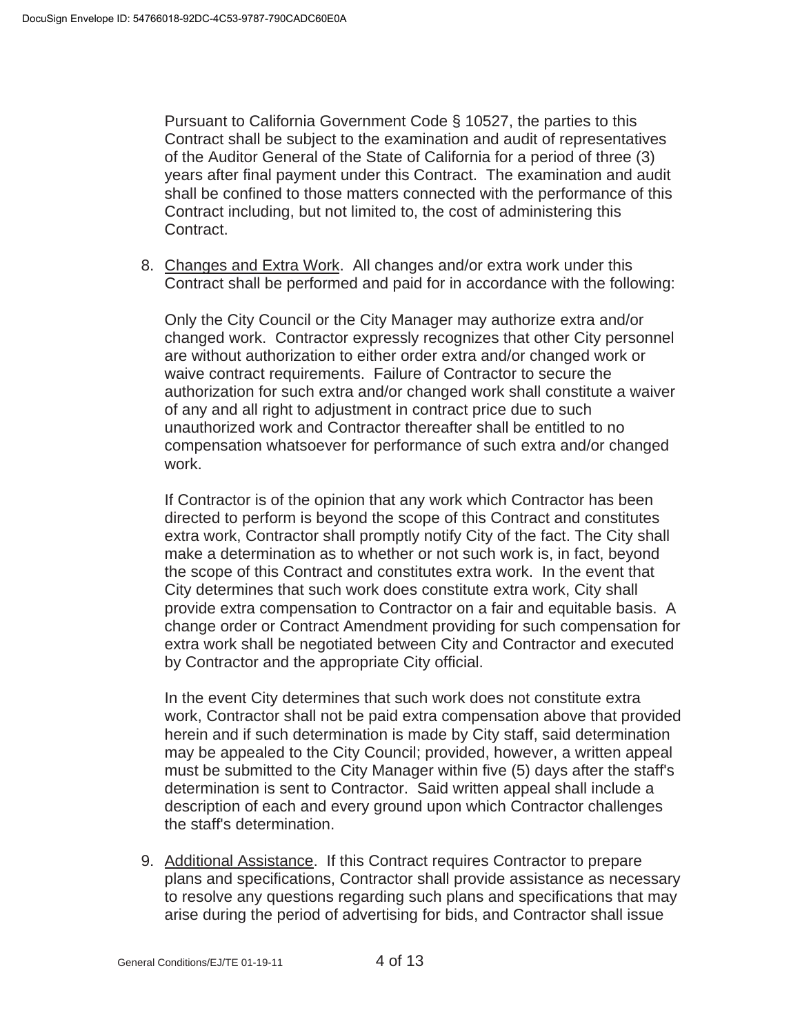Pursuant to California Government Code § 10527, the parties to this Contract shall be subject to the examination and audit of representatives of the Auditor General of the State of California for a period of three (3) years after final payment under this Contract. The examination and audit shall be confined to those matters connected with the performance of this Contract including, but not limited to, the cost of administering this Contract.

8. Changes and Extra Work. All changes and/or extra work under this Contract shall be performed and paid for in accordance with the following:

   Only the City Council or the City Manager may authorize extra and/or changed work. Contractor expressly recognizes that other City personnel are without authorization to either order extra and/or changed work or waive contract requirements. Failure of Contractor to secure the authorization for such extra and/or changed work shall constitute a waiver of any and all right to adjustment in contract price due to such unauthorized work and Contractor thereafter shall be entitled to no compensation whatsoever for performance of such extra and/or changed work.

   If Contractor is of the opinion that any work which Contractor has been directed to perform is beyond the scope of this Contract and constitutes extra work, Contractor shall promptly notify City of the fact. The City shall make a determination as to whether or not such work is, in fact, beyond the scope of this Contract and constitutes extra work. In the event that City determines that such work does constitute extra work, City shall provide extra compensation to Contractor on a fair and equitable basis. A change order or Contract Amendment providing for such compensation for extra work shall be negotiated between City and Contractor and executed by Contractor and the appropriate City official.

   In the event City determines that such work does not constitute extra work, Contractor shall not be paid extra compensation above that provided herein and if such determination is made by City staff, said determination may be appealed to the City Council; provided, however, a written appeal must be submitted to the City Manager within five (5) days after the staff's determination is sent to Contractor. Said written appeal shall include a description of each and every ground upon which Contractor challenges the staff's determination.

9. Additional Assistance. If this Contract requires Contractor to prepare plans and specifications, Contractor shall provide assistance as necessary to resolve any questions regarding such plans and specifications that may arise during the period of advertising for bids, and Contractor shall issue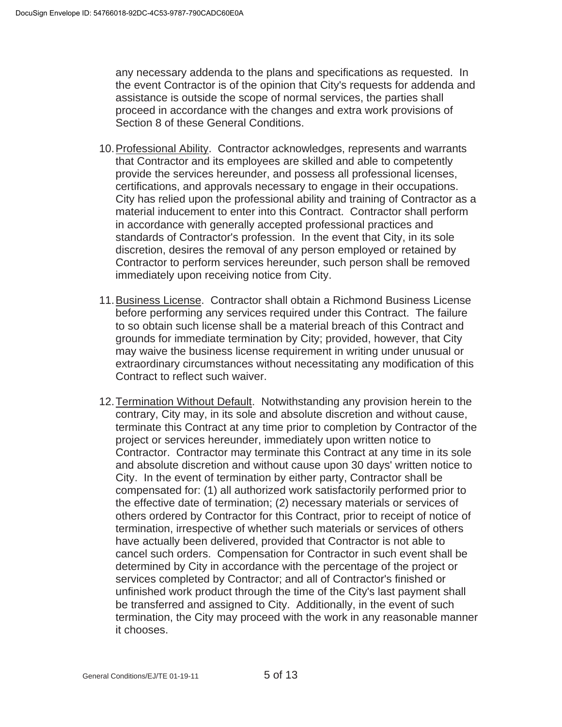any necessary addenda to the plans and specifications as requested. In the event Contractor is of the opinion that City's requests for addenda and assistance is outside the scope of normal services, the parties shall proceed in accordance with the changes and extra work provisions of Section 8 of these General Conditions.

10. Professional Ability. Contractor acknowledges, represents and warrants that Contractor and its employees are skilled and able to competently provide the services hereunder, and possess all professional licenses, certifications, and approvals necessary to engage in their occupations. City has relied upon the professional ability and training of Contractor as a material inducement to enter into this Contract. Contractor shall perform in accordance with generally accepted professional practices and standards of Contractor's profession. In the event that City, in its sole discretion, desires the removal of any person employed or retained by Contractor to perform services hereunder, such person shall be removed immediately upon receiving notice from City.

11. Business License. Contractor shall obtain a Richmond Business License before performing any services required under this Contract. The failure to so obtain such license shall be a material breach of this Contract and grounds for immediate termination by City; provided, however, that City may waive the business license requirement in writing under unusual or extraordinary circumstances without necessitating any modification of this Contract to reflect such waiver.

12. Termination Without Default. Notwithstanding any provision herein to the contrary, City may, in its sole and absolute discretion and without cause, terminate this Contract at any time prior to completion by Contractor of the project or services hereunder, immediately upon written notice to Contractor. Contractor may terminate this Contract at any time in its sole and absolute discretion and without cause upon 30 days' written notice to City. In the event of termination by either party, Contractor shall be compensated for: (1) all authorized work satisfactorily performed prior to the effective date of termination; (2) necessary materials or services of others ordered by Contractor for this Contract, prior to receipt of notice of termination, irrespective of whether such materials or services of others have actually been delivered, provided that Contractor is not able to cancel such orders. Compensation for Contractor in such event shall be determined by City in accordance with the percentage of the project or services completed by Contractor; and all of Contractor's finished or unfinished work product through the time of the City's last payment shall be transferred and assigned to City. Additionally, in the event of such termination, the City may proceed with the work in any reasonable manner it chooses.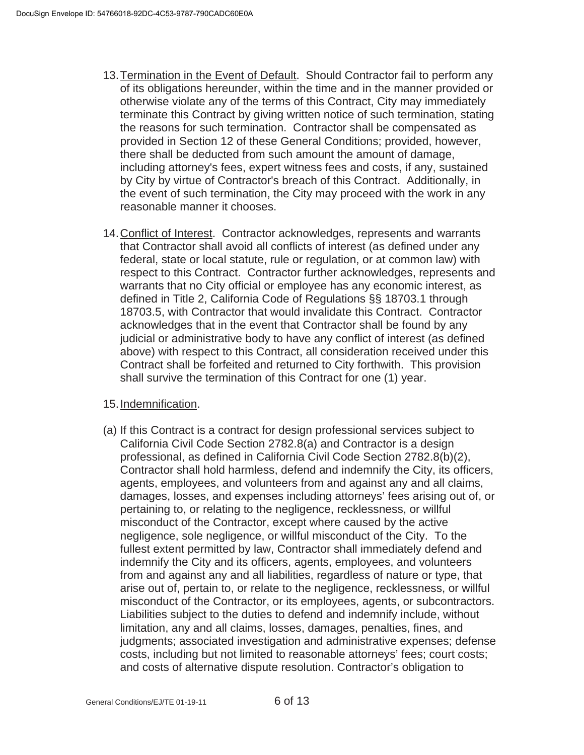13. Termination in the Event of Default. Should Contractor fail to perform any of its obligations hereunder, within the time and in the manner provided or otherwise violate any of the terms of this Contract, City may immediately terminate this Contract by giving written notice of such termination, stating the reasons for such termination. Contractor shall be compensated as provided in Section 12 of these General Conditions; provided, however, there shall be deducted from such amount the amount of damage, including attorney's fees, expert witness fees and costs, if any, sustained by City by virtue of Contractor's breach of this Contract. Additionally, in the event of such termination, the City may proceed with the work in any reasonable manner it chooses.

14. Conflict of Interest. Contractor acknowledges, represents and warrants that Contractor shall avoid all conflicts of interest (as defined under any federal, state or local statute, rule or regulation, or at common law) with respect to this Contract. Contractor further acknowledges, represents and warrants that no City official or employee has any economic interest, as defined in Title 2, California Code of Regulations §§ 18703.1 through 18703.5, with Contractor that would invalidate this Contract. Contractor acknowledges that in the event that Contractor shall be found by any judicial or administrative body to have any conflict of interest (as defined above) with respect to this Contract, all consideration received under this Contract shall be forfeited and returned to City forthwith. This provision shall survive the termination of this Contract for one (1) year.

15. Indemnification.

(a) If this Contract is a contract for design professional services subject to California Civil Code Section 2782.8(a) and Contractor is a design professional, as defined in California Civil Code Section 2782.8(b)(2), Contractor shall hold harmless, defend and indemnify the City, its officers, agents, employees, and volunteers from and against any and all claims, damages, losses, and expenses including attorneys' fees arising out of, or pertaining to, or relating to the negligence, recklessness, or willful misconduct of the Contractor, except where caused by the active negligence, sole negligence, or willful misconduct of the City. To the fullest extent permitted by law, Contractor shall immediately defend and indemnify the City and its officers, agents, employees, and volunteers from and against any and all liabilities, regardless of nature or type, that arise out of, pertain to, or relate to the negligence, recklessness, or willful misconduct of the Contractor, or its employees, agents, or subcontractors. Liabilities subject to the duties to defend and indemnify include, without limitation, any and all claims, losses, damages, penalties, fines, and judgments; associated investigation and administrative expenses; defense costs, including but not limited to reasonable attorneys' fees; court costs; and costs of alternative dispute resolution. Contractor's obligation to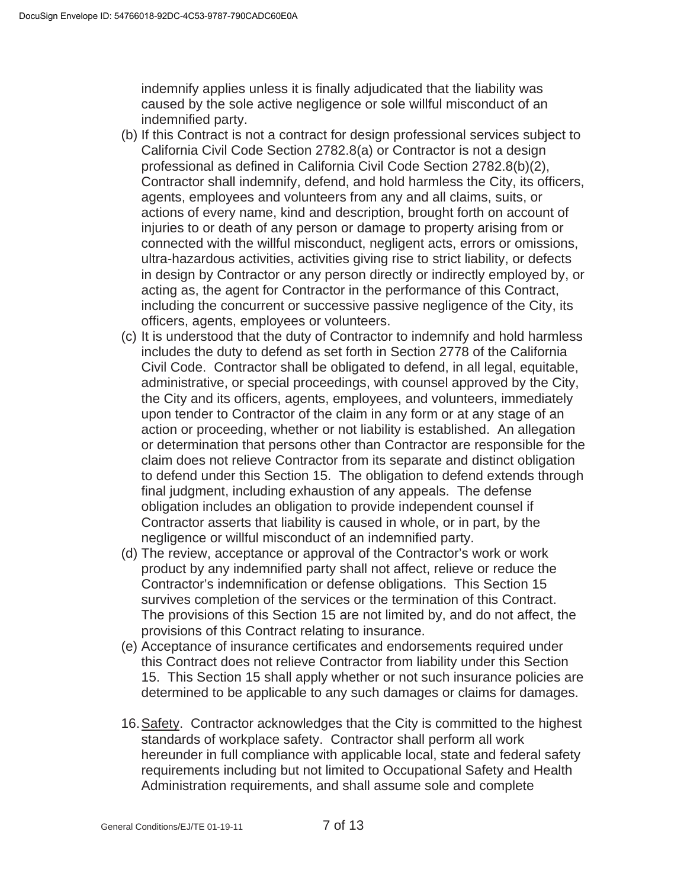indemnify applies unless it is finally adjudicated that the liability was caused by the sole active negligence or sole willful misconduct of an indemnified party.

(b) If this Contract is not a contract for design professional services subject to California Civil Code Section 2782.8(a) or Contractor is not a design professional as defined in California Civil Code Section 2782.8(b)(2), Contractor shall indemnify, defend, and hold harmless the City, its officers, agents, employees and volunteers from any and all claims, suits, or actions of every name, kind and description, brought forth on account of injuries to or death of any person or damage to property arising from or connected with the willful misconduct, negligent acts, errors or omissions, ultra-hazardous activities, activities giving rise to strict liability, or defects in design by Contractor or any person directly or indirectly employed by, or acting as, the agent for Contractor in the performance of this Contract, including the concurrent or successive passive negligence of the City, its officers, agents, employees or volunteers.

(c) It is understood that the duty of Contractor to indemnify and hold harmless includes the duty to defend as set forth in Section 2778 of the California Civil Code. Contractor shall be obligated to defend, in all legal, equitable, administrative, or special proceedings, with counsel approved by the City, the City and its officers, agents, employees, and volunteers, immediately upon tender to Contractor of the claim in any form or at any stage of an action or proceeding, whether or not liability is established. An allegation or determination that persons other than Contractor are responsible for the claim does not relieve Contractor from its separate and distinct obligation to defend under this Section 15. The obligation to defend extends through final judgment, including exhaustion of any appeals. The defense obligation includes an obligation to provide independent counsel if Contractor asserts that liability is caused in whole, or in part, by the negligence or willful misconduct of an indemnified party.

(d) The review, acceptance or approval of the Contractor's work or work product by any indemnified party shall not affect, relieve or reduce the Contractor's indemnification or defense obligations. This Section 15 survives completion of the services or the termination of this Contract. The provisions of this Section 15 are not limited by, and do not affect, the provisions of this Contract relating to insurance.

(e) Acceptance of insurance certificates and endorsements required under this Contract does not relieve Contractor from liability under this Section 15. This Section 15 shall apply whether or not such insurance policies are determined to be applicable to any such damages or claims for damages.

16. Safety. Contractor acknowledges that the City is committed to the highest standards of workplace safety. Contractor shall perform all work hereunder in full compliance with applicable local, state and federal safety requirements including but not limited to Occupational Safety and Health Administration requirements, and shall assume sole and complete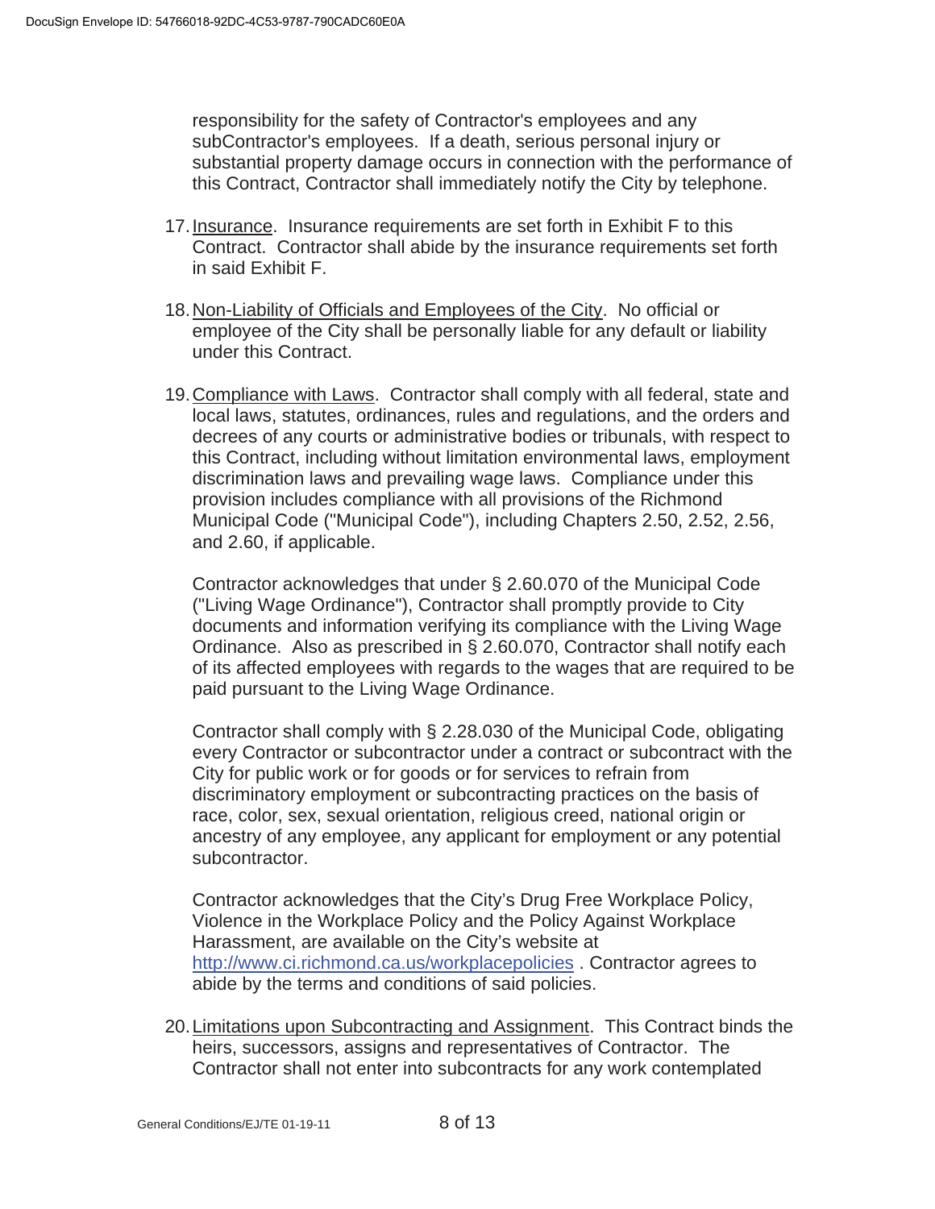responsibility for the safety of Contractor's employees and any subContractor's employees. If a death, serious personal injury or substantial property damage occurs in connection with the performance of this Contract, Contractor shall immediately notify the City by telephone.

17. Insurance. Insurance requirements are set forth in Exhibit F to this Contract. Contractor shall abide by the insurance requirements set forth in said Exhibit F.

18. Non-Liability of Officials and Employees of the City. No official or employee of the City shall be personally liable for any default or liability under this Contract.

19. Compliance with Laws. Contractor shall comply with all federal, state and local laws, statutes, ordinances, rules and regulations, and the orders and decrees of any courts or administrative bodies or tribunals, with respect to this Contract, including without limitation environmental laws, employment discrimination laws and prevailing wage laws. Compliance under this provision includes compliance with all provisions of the Richmond Municipal Code ("Municipal Code"), including Chapters 2.50, 2.52, 2.56, and 2.60, if applicable.

    Contractor acknowledges that under § 2.60.070 of the Municipal Code ("Living Wage Ordinance"), Contractor shall promptly provide to City documents and information verifying its compliance with the Living Wage Ordinance. Also as prescribed in § 2.60.070, Contractor shall notify each of its affected employees with regards to the wages that are required to be paid pursuant to the Living Wage Ordinance.

    Contractor shall comply with § 2.28.030 of the Municipal Code, obligating every Contractor or subcontractor under a contract or subcontract with the City for public work or for goods or for services to refrain from discriminatory employment or subcontracting practices on the basis of race, color, sex, sexual orientation, religious creed, national origin or ancestry of any employee, any applicant for employment or any potential subcontractor.

    Contractor acknowledges that the City's Drug Free Workplace Policy, Violence in the Workplace Policy and the Policy Against Workplace Harassment, are available on the City's website at http://www.ci.richmond.ca.us/workplacepolicies . Contractor agrees to abide by the terms and conditions of said policies.

20. Limitations upon Subcontracting and Assignment. This Contract binds the heirs, successors, assigns and representatives of Contractor. The Contractor shall not enter into subcontracts for any work contemplated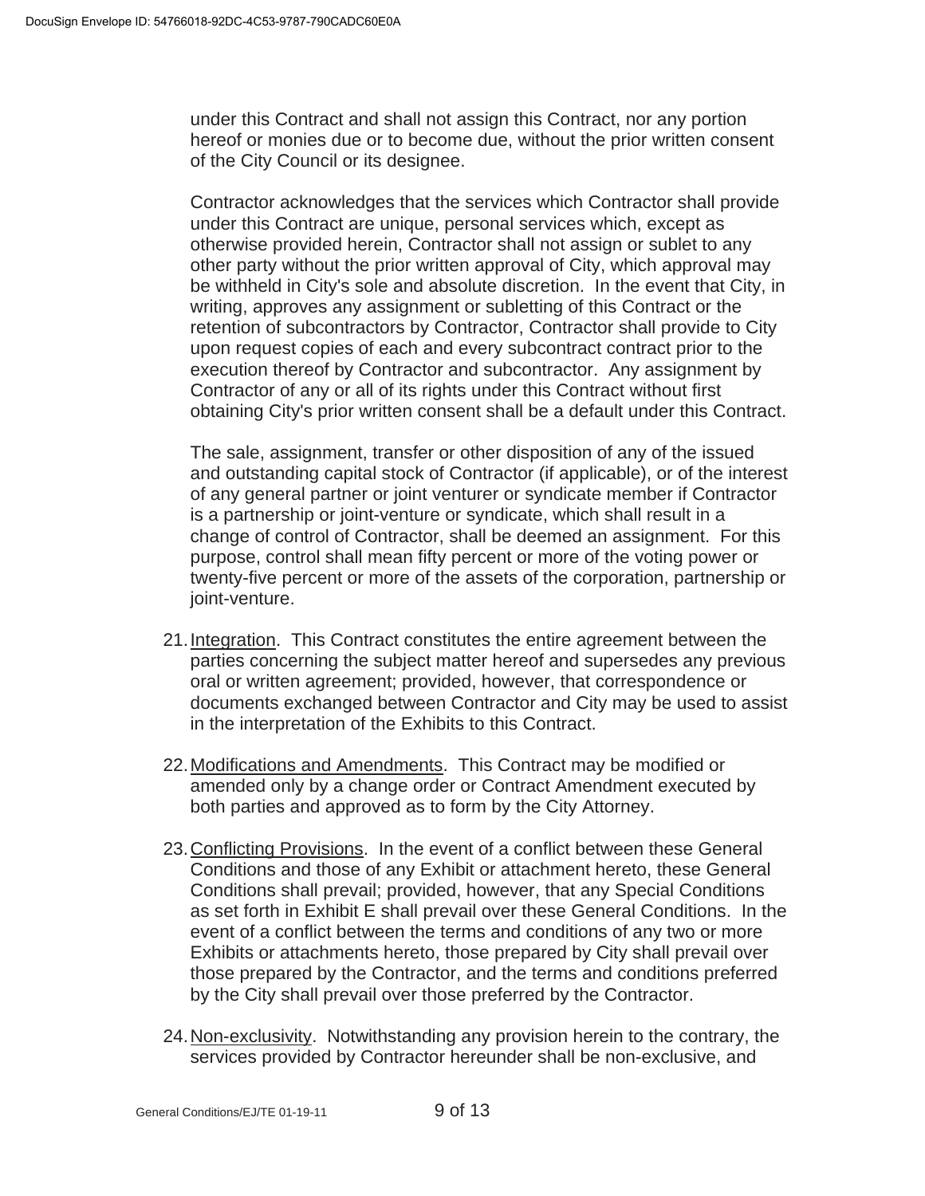under this Contract and shall not assign this Contract, nor any portion hereof or monies due or to become due, without the prior written consent of the City Council or its designee.

Contractor acknowledges that the services which Contractor shall provide under this Contract are unique, personal services which, except as otherwise provided herein, Contractor shall not assign or sublet to any other party without the prior written approval of City, which approval may be withheld in City's sole and absolute discretion. In the event that City, in writing, approves any assignment or subletting of this Contract or the retention of subcontractors by Contractor, Contractor shall provide to City upon request copies of each and every subcontract contract prior to the execution thereof by Contractor and subcontractor. Any assignment by Contractor of any or all of its rights under this Contract without first obtaining City's prior written consent shall be a default under this Contract.

The sale, assignment, transfer or other disposition of any of the issued and outstanding capital stock of Contractor (if applicable), or of the interest of any general partner or joint venturer or syndicate member if Contractor is a partnership or joint-venture or syndicate, which shall result in a change of control of Contractor, shall be deemed an assignment. For this purpose, control shall mean fifty percent or more of the voting power or twenty-five percent or more of the assets of the corporation, partnership or joint-venture.

21. Integration. This Contract constitutes the entire agreement between the parties concerning the subject matter hereof and supersedes any previous oral or written agreement; provided, however, that correspondence or documents exchanged between Contractor and City may be used to assist in the interpretation of the Exhibits to this Contract.

22. Modifications and Amendments. This Contract may be modified or amended only by a change order or Contract Amendment executed by both parties and approved as to form by the City Attorney.

23. Conflicting Provisions. In the event of a conflict between these General Conditions and those of any Exhibit or attachment hereto, these General Conditions shall prevail; provided, however, that any Special Conditions as set forth in Exhibit E shall prevail over these General Conditions. In the event of a conflict between the terms and conditions of any two or more Exhibits or attachments hereto, those prepared by City shall prevail over those prepared by the Contractor, and the terms and conditions preferred by the City shall prevail over those preferred by the Contractor.

24. Non-exclusivity. Notwithstanding any provision herein to the contrary, the services provided by Contractor hereunder shall be non-exclusive, and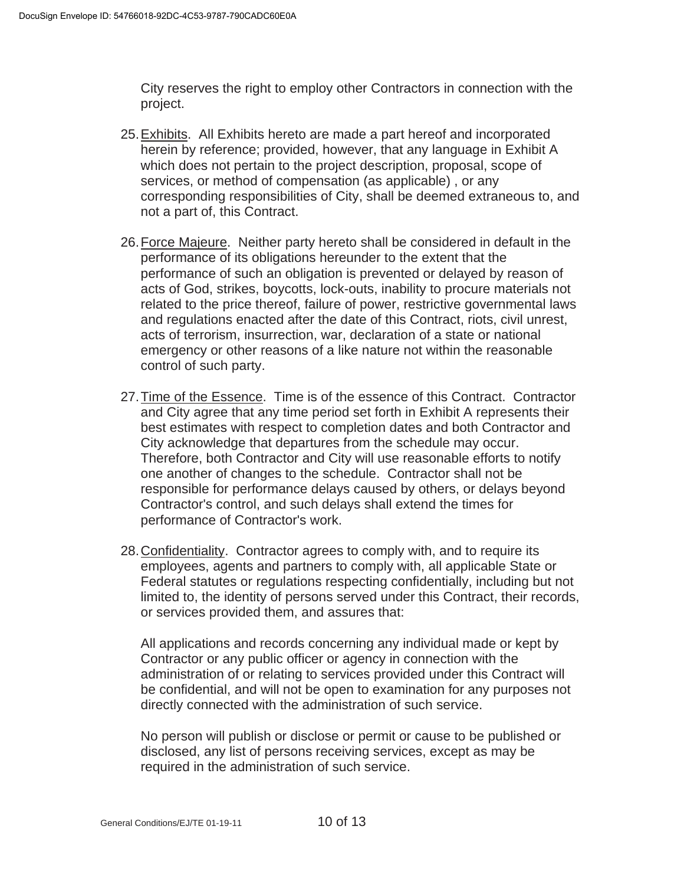City reserves the right to employ other Contractors in connection with the project.

25. <u>Exhibits</u>. All Exhibits hereto are made a part hereof and incorporated herein by reference; provided, however, that any language in Exhibit A which does not pertain to the project description, proposal, scope of services, or method of compensation (as applicable) , or any corresponding responsibilities of City, shall be deemed extraneous to, and not a part of, this Contract.

26. <u>Force Majeure</u>. Neither party hereto shall be considered in default in the performance of its obligations hereunder to the extent that the performance of such an obligation is prevented or delayed by reason of acts of God, strikes, boycotts, lock-outs, inability to procure materials not related to the price thereof, failure of power, restrictive governmental laws and regulations enacted after the date of this Contract, riots, civil unrest, acts of terrorism, insurrection, war, declaration of a state or national emergency or other reasons of a like nature not within the reasonable control of such party.

27. <u>Time of the Essence</u>. Time is of the essence of this Contract. Contractor and City agree that any time period set forth in Exhibit A represents their best estimates with respect to completion dates and both Contractor and City acknowledge that departures from the schedule may occur. Therefore, both Contractor and City will use reasonable efforts to notify one another of changes to the schedule. Contractor shall not be responsible for performance delays caused by others, or delays beyond Contractor's control, and such delays shall extend the times for performance of Contractor's work.

28. <u>Confidentiality</u>. Contractor agrees to comply with, and to require its employees, agents and partners to comply with, all applicable State or Federal statutes or regulations respecting confidentially, including but not limited to, the identity of persons served under this Contract, their records, or services provided them, and assures that:

    All applications and records concerning any individual made or kept by Contractor or any public officer or agency in connection with the administration of or relating to services provided under this Contract will be confidential, and will not be open to examination for any purposes not directly connected with the administration of such service.

    No person will publish or disclose or permit or cause to be published or disclosed, any list of persons receiving services, except as may be required in the administration of such service.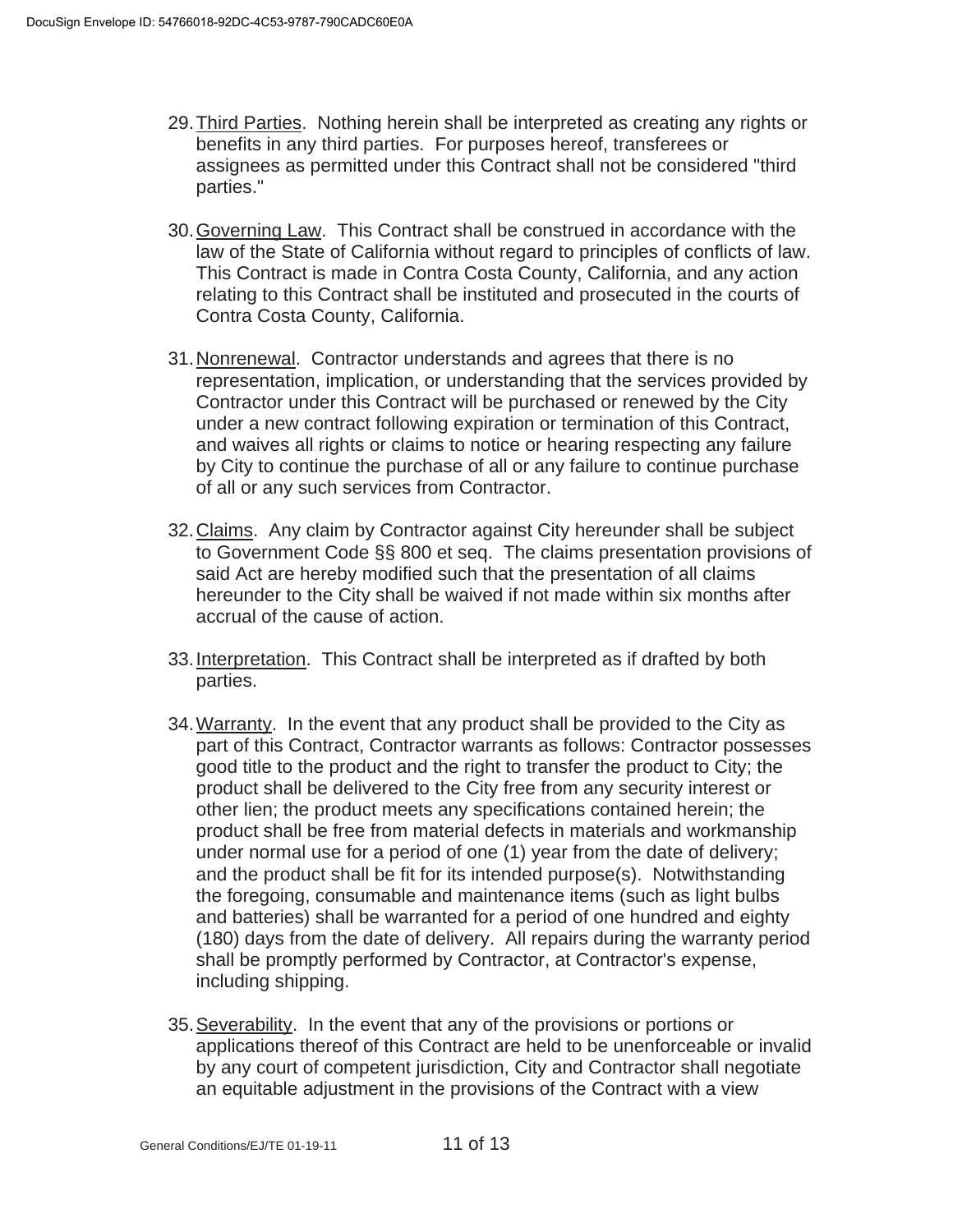29. Third Parties. Nothing herein shall be interpreted as creating any rights or benefits in any third parties. For purposes hereof, transferees or assignees as permitted under this Contract shall not be considered "third parties."

30. Governing Law. This Contract shall be construed in accordance with the law of the State of California without regard to principles of conflicts of law. This Contract is made in Contra Costa County, California, and any action relating to this Contract shall be instituted and prosecuted in the courts of Contra Costa County, California.

31. Nonrenewal. Contractor understands and agrees that there is no representation, implication, or understanding that the services provided by Contractor under this Contract will be purchased or renewed by the City under a new contract following expiration or termination of this Contract, and waives all rights or claims to notice or hearing respecting any failure by City to continue the purchase of all or any failure to continue purchase of all or any such services from Contractor.

32. Claims. Any claim by Contractor against City hereunder shall be subject to Government Code §§ 800 et seq. The claims presentation provisions of said Act are hereby modified such that the presentation of all claims hereunder to the City shall be waived if not made within six months after accrual of the cause of action.

33. Interpretation. This Contract shall be interpreted as if drafted by both parties.

34. Warranty. In the event that any product shall be provided to the City as part of this Contract, Contractor warrants as follows: Contractor possesses good title to the product and the right to transfer the product to City; the product shall be delivered to the City free from any security interest or other lien; the product meets any specifications contained herein; the product shall be free from material defects in materials and workmanship under normal use for a period of one (1) year from the date of delivery; and the product shall be fit for its intended purpose(s). Notwithstanding the foregoing, consumable and maintenance items (such as light bulbs and batteries) shall be warranted for a period of one hundred and eighty (180) days from the date of delivery. All repairs during the warranty period shall be promptly performed by Contractor, at Contractor's expense, including shipping.

35. Severability. In the event that any of the provisions or portions or applications thereof of this Contract are held to be unenforceable or invalid by any court of competent jurisdiction, City and Contractor shall negotiate an equitable adjustment in the provisions of the Contract with a view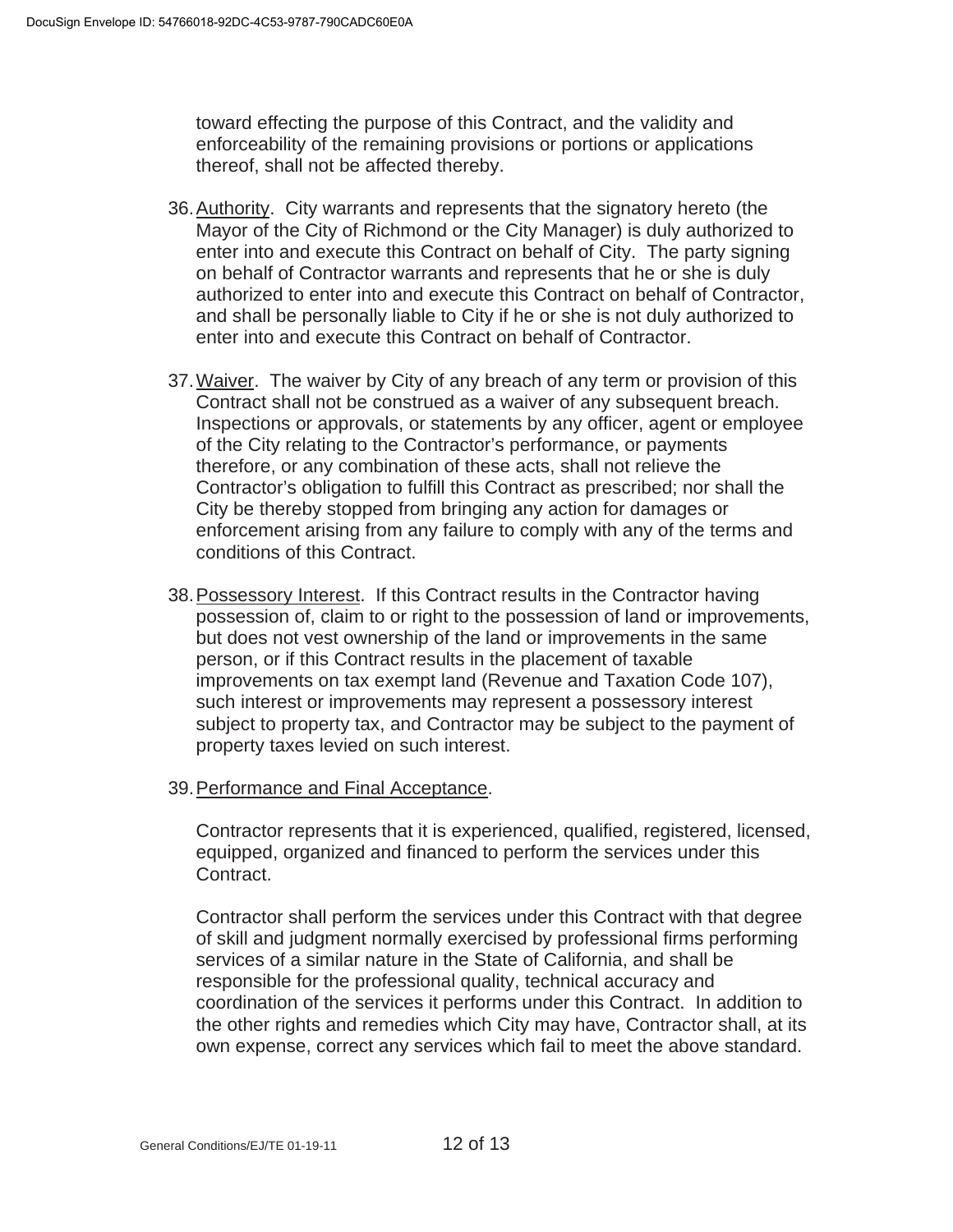toward effecting the purpose of this Contract, and the validity and enforceability of the remaining provisions or portions or applications thereof, shall not be affected thereby.

36. Authority. City warrants and represents that the signatory hereto (the Mayor of the City of Richmond or the City Manager) is duly authorized to enter into and execute this Contract on behalf of City. The party signing on behalf of Contractor warrants and represents that he or she is duly authorized to enter into and execute this Contract on behalf of Contractor, and shall be personally liable to City if he or she is not duly authorized to enter into and execute this Contract on behalf of Contractor.

37. Waiver. The waiver by City of any breach of any term or provision of this Contract shall not be construed as a waiver of any subsequent breach. Inspections or approvals, or statements by any officer, agent or employee of the City relating to the Contractor's performance, or payments therefore, or any combination of these acts, shall not relieve the Contractor's obligation to fulfill this Contract as prescribed; nor shall the City be thereby stopped from bringing any action for damages or enforcement arising from any failure to comply with any of the terms and conditions of this Contract.

38. Possessory Interest. If this Contract results in the Contractor having possession of, claim to or right to the possession of land or improvements, but does not vest ownership of the land or improvements in the same person, or if this Contract results in the placement of taxable improvements on tax exempt land (Revenue and Taxation Code 107), such interest or improvements may represent a possessory interest subject to property tax, and Contractor may be subject to the payment of property taxes levied on such interest.

39. Performance and Final Acceptance.

    Contractor represents that it is experienced, qualified, registered, licensed, equipped, organized and financed to perform the services under this Contract.

    Contractor shall perform the services under this Contract with that degree of skill and judgment normally exercised by professional firms performing services of a similar nature in the State of California, and shall be responsible for the professional quality, technical accuracy and coordination of the services it performs under this Contract. In addition to the other rights and remedies which City may have, Contractor shall, at its own expense, correct any services which fail to meet the above standard.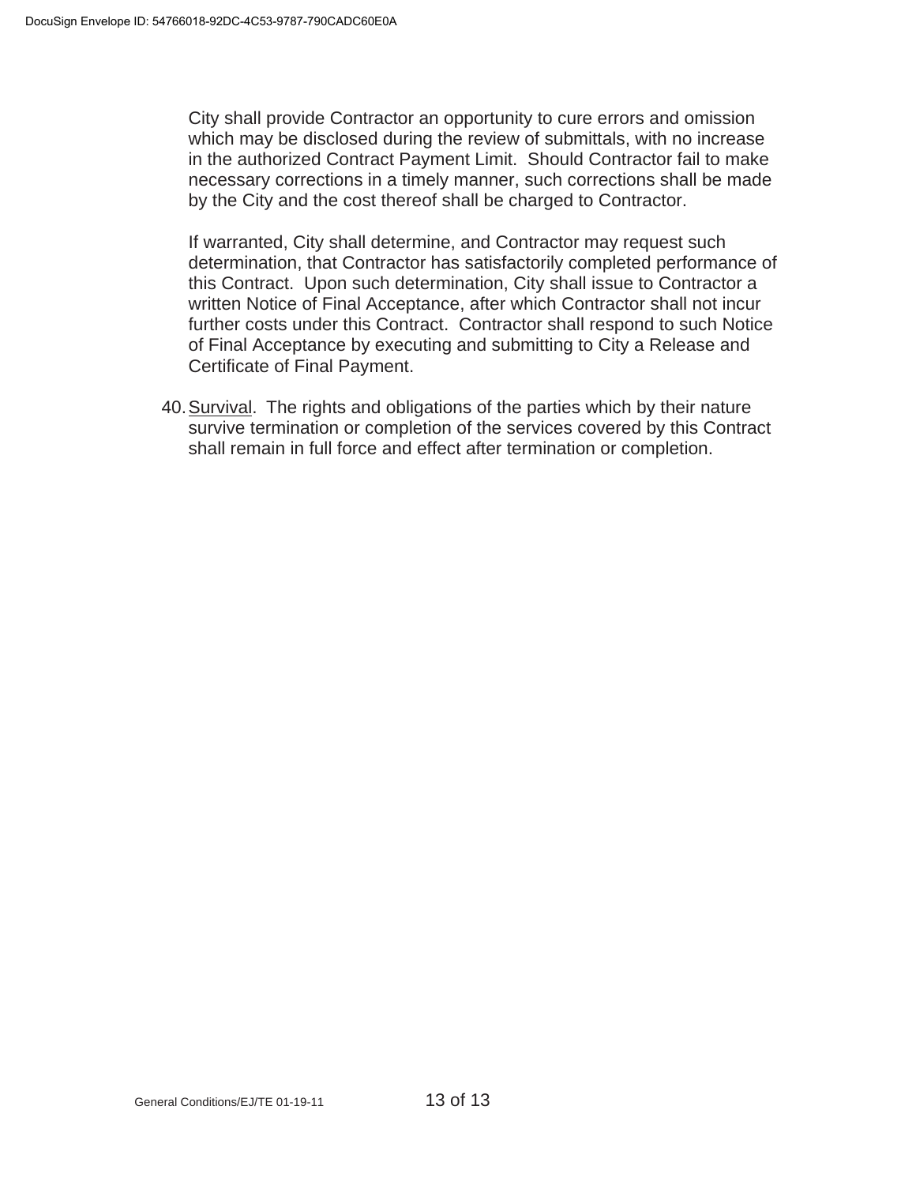City shall provide Contractor an opportunity to cure errors and omission which may be disclosed during the review of submittals, with no increase in the authorized Contract Payment Limit. Should Contractor fail to make necessary corrections in a timely manner, such corrections shall be made by the City and the cost thereof shall be charged to Contractor.

If warranted, City shall determine, and Contractor may request such determination, that Contractor has satisfactorily completed performance of this Contract. Upon such determination, City shall issue to Contractor a written Notice of Final Acceptance, after which Contractor shall not incur further costs under this Contract. Contractor shall respond to such Notice of Final Acceptance by executing and submitting to City a Release and Certificate of Final Payment.

40. Survival. The rights and obligations of the parties which by their nature survive termination or completion of the services covered by this Contract shall remain in full force and effect after termination or completion.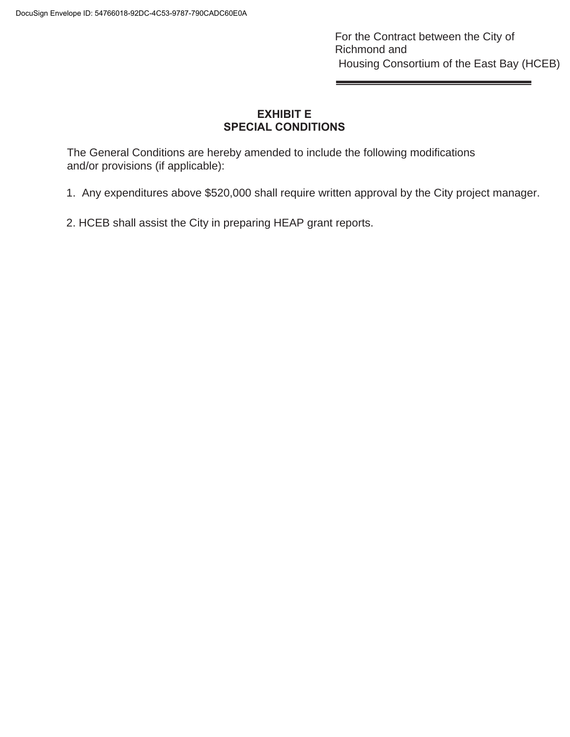For the Contract between the City of Richmond and Housing Consortium of the East Bay (HCEB)

## EXHIBIT E
## SPECIAL CONDITIONS

The General Conditions are hereby amended to include the following modifications and/or provisions (if applicable):

1. Any expenditures above $520,000 shall require written approval by the City project manager.

2. HCEB shall assist the City in preparing HEAP grant reports.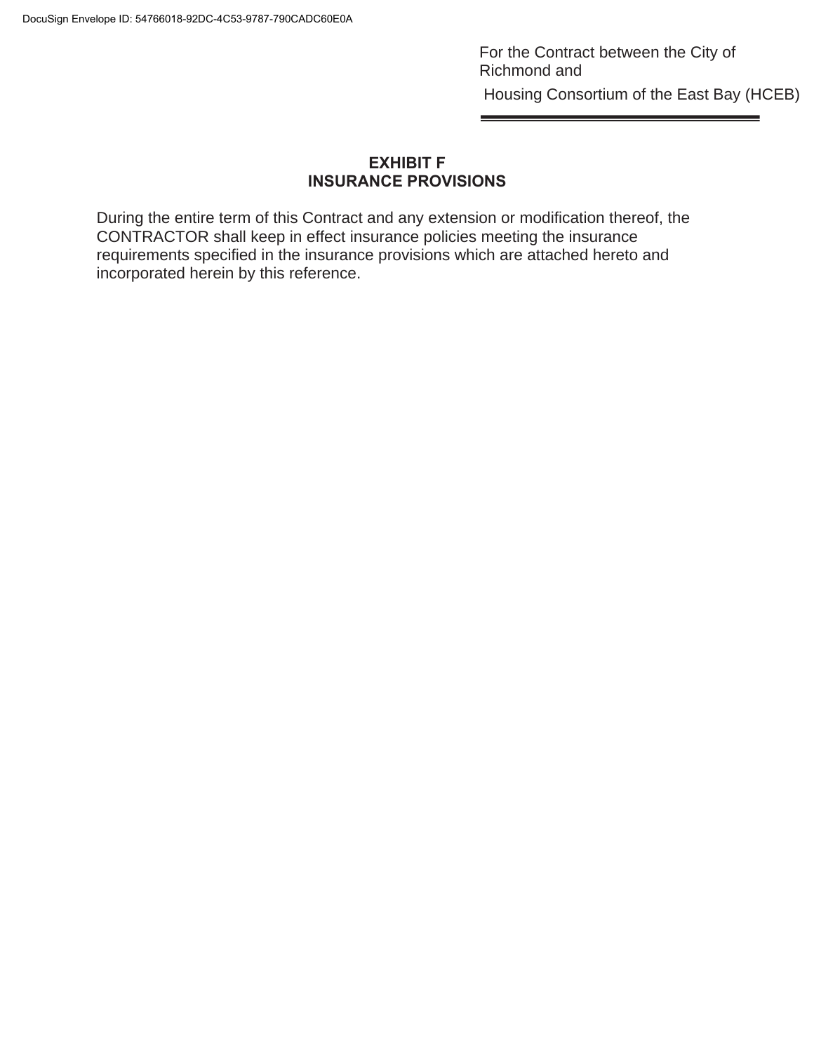For the Contract between the City of Richmond and

Housing Consortium of the East Bay (HCEB)

## EXHIBIT F
## INSURANCE PROVISIONS

During the entire term of this Contract and any extension or modification thereof, the CONTRACTOR shall keep in effect insurance policies meeting the insurance requirements specified in the insurance provisions which are attached hereto and incorporated herein by this reference.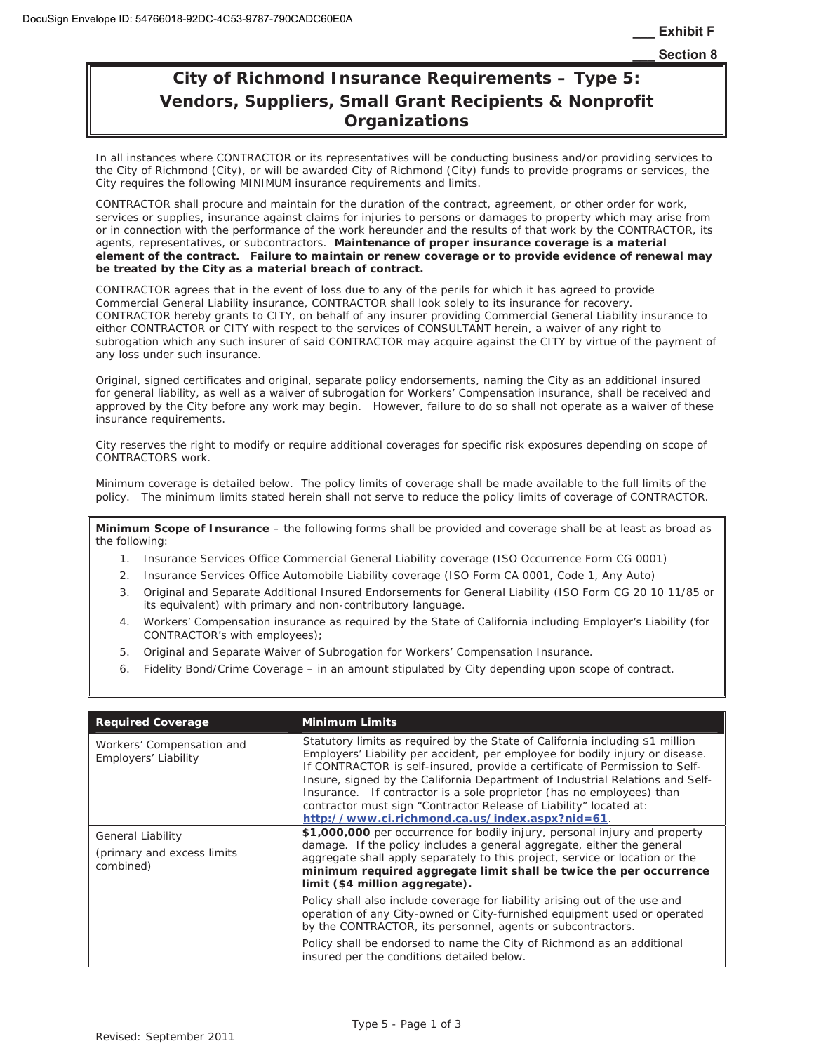___ Exhibit F

___ Section 8

# City of Richmond Insurance Requirements – Type 5: Vendors, Suppliers, Small Grant Recipients & Nonprofit Organizations

In all instances where CONTRACTOR or its representatives will be conducting business and/or providing services to the City of Richmond (City), or will be awarded City of Richmond (City) funds to provide programs or services, the City requires the following MINIMUM insurance requirements and limits.

CONTRACTOR shall procure and maintain for the duration of the contract, agreement, or other order for work, services or supplies, insurance against claims for injuries to persons or damages to property which may arise from or in connection with the performance of the work hereunder and the results of that work by the CONTRACTOR, its agents, representatives, or subcontractors. **Maintenance of proper insurance coverage is a material element of the contract. Failure to maintain or renew coverage or to provide evidence of renewal may be treated by the City as a material breach of contract.**

CONTRACTOR agrees that in the event of loss due to any of the perils for which it has agreed to provide Commercial General Liability insurance, CONTRACTOR shall look solely to its insurance for recovery. CONTRACTOR hereby grants to CITY, on behalf of any insurer providing Commercial General Liability insurance to either CONTRACTOR or CITY with respect to the services of CONSULTANT herein, a waiver of any right to subrogation which any such insurer of said CONTRACTOR may acquire against the CITY by virtue of the payment of any loss under such insurance.

Original, signed certificates and original, separate policy endorsements, naming the City as an additional insured for general liability, as well as a waiver of subrogation for Workers' Compensation insurance, shall be received and approved by the City before any work may begin. However, failure to do so shall not operate as a waiver of these insurance requirements.

City reserves the right to modify or require additional coverages for specific risk exposures depending on scope of CONTRACTORS work.

Minimum coverage is detailed below. The policy limits of coverage shall be made available to the full limits of the policy. The minimum limits stated herein shall not serve to reduce the policy limits of coverage of CONTRACTOR.

**Minimum Scope of Insurance** – the following forms shall be provided and coverage shall be at least as broad as the following:

1. Insurance Services Office Commercial General Liability coverage (ISO Occurrence Form CG 0001)
2. Insurance Services Office Automobile Liability coverage (ISO Form CA 0001, Code 1, Any Auto)
3. Original and Separate Additional Insured Endorsements for General Liability (ISO Form CG 20 10 11/85 or its equivalent) with primary and non-contributory language.
4. Workers' Compensation insurance as required by the State of California including Employer's Liability (for CONTRACTOR's with employees);
5. Original and Separate Waiver of Subrogation for Workers' Compensation Insurance.
6. Fidelity Bond/Crime Coverage – in an amount stipulated by City depending upon scope of contract.

| Required Coverage | Minimum Limits |
|---|---|
| Workers' Compensation and Employers' Liability | Statutory limits as required by the State of California including $1 million Employers' Liability per accident, per employee for bodily injury or disease. If CONTRACTOR is self-insured, provide a certificate of Permission to Self-Insure, signed by the California Department of Industrial Relations and Self-Insurance. If contractor is a sole proprietor (has no employees) than contractor must sign "Contractor Release of Liability" located at: http://www.ci.richmond.ca.us/index.aspx?nid=61. |
| General Liability (primary and excess limits combined) | **$1,000,000** per occurrence for bodily injury, personal injury and property damage. If the policy includes a general aggregate, either the general aggregate shall apply separately to this project, service or location or the **minimum required aggregate limit shall be twice the per occurrence limit ($4 million aggregate).**<br><br>Policy shall also include coverage for liability arising out of the use and operation of any City-owned or City-furnished equipment used or operated by the CONTRACTOR, its personnel, agents or subcontractors.<br><br>Policy shall be endorsed to name the City of Richmond as an additional insured per the conditions detailed below. |

Revised: September 2011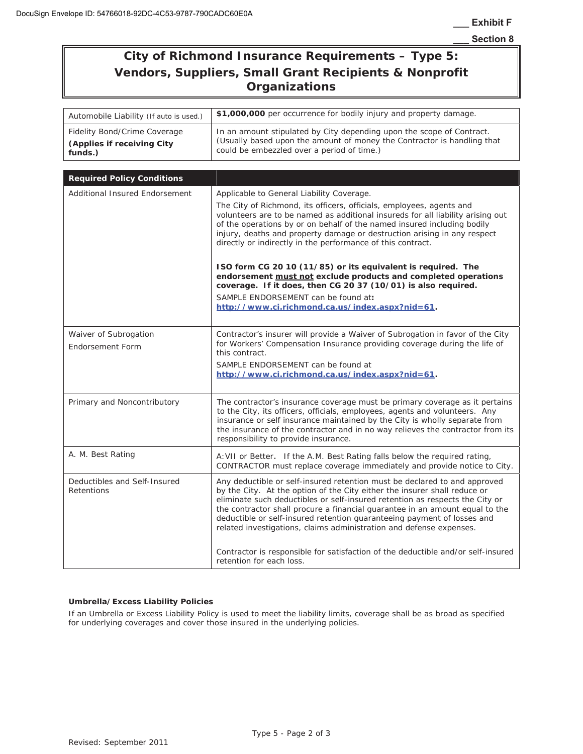___ Exhibit F

___ Section 8

# City of Richmond Insurance Requirements – Type 5: Vendors, Suppliers, Small Grant Recipients & Nonprofit Organizations

| | |
|---|---|
| Automobile Liability (If auto is used.) | **$1,000,000** per occurrence for bodily injury and property damage. |
| Fidelity Bond/Crime Coverage **(Applies if receiving City funds.)** | In an amount stipulated by City depending upon the scope of Contract. (Usually based upon the amount of money the Contractor is handling that could be embezzled over a period of time.) |

| **Required Policy Conditions** | |
|---|---|
| Additional Insured Endorsement | Applicable to General Liability Coverage.<br>The City of Richmond, its officers, officials, employees, agents and volunteers are to be named as additional insureds for all liability arising out of the operations by or on behalf of the named insured including bodily injury, deaths and property damage or destruction arising in any respect directly or indirectly in the performance of this contract.<br><br>**ISO form CG 20 10 (11/85) or its equivalent is required. The endorsement must not exclude products and completed operations coverage. If it does, then CG 20 37 (10/01) is also required.**<br>SAMPLE ENDORSEMENT can be found at: **http://www.ci.richmond.ca.us/index.aspx?nid=61**. |
| Waiver of Subrogation Endorsement Form | Contractor's insurer will provide a Waiver of Subrogation in favor of the City for Workers' Compensation Insurance providing coverage during the life of this contract.<br>SAMPLE ENDORSEMENT can be found at **http://www.ci.richmond.ca.us/index.aspx?nid=61**. |
| Primary and Noncontributory | The contractor's insurance coverage must be primary coverage as it pertains to the City, its officers, officials, employees, agents and volunteers. Any insurance or self insurance maintained by the City is wholly separate from the insurance of the contractor and in no way relieves the contractor from its responsibility to provide insurance. |
| A. M. Best Rating | A:VII or Better. If the A.M. Best Rating falls below the required rating, CONTRACTOR must replace coverage immediately and provide notice to City. |
| Deductibles and Self-Insured Retentions | Any deductible or self-insured retention must be declared to and approved by the City. At the option of the City either the insurer shall reduce or eliminate such deductibles or self-insured retention as respects the City or the contractor shall procure a financial guarantee in an amount equal to the deductible or self-insured retention guaranteeing payment of losses and related investigations, claims administration and defense expenses.<br><br>Contractor is responsible for satisfaction of the deductible and/or self-insured retention for each loss. |

**Umbrella/Excess Liability Policies**

If an Umbrella or Excess Liability Policy is used to meet the liability limits, coverage shall be as broad as specified for underlying coverages and cover those insured in the underlying policies.

Revised: September 2011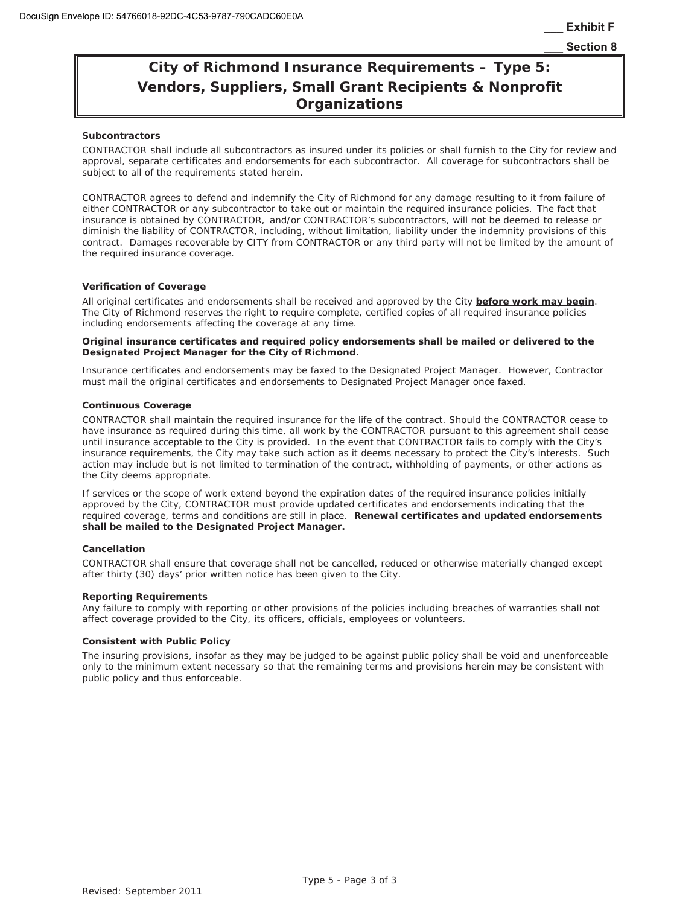___ Exhibit F

___ Section 8

# City of Richmond Insurance Requirements – Type 5: Vendors, Suppliers, Small Grant Recipients & Nonprofit Organizations

**Subcontractors**

CONTRACTOR shall include all subcontractors as insured under its policies or shall furnish to the City for review and approval, separate certificates and endorsements for each subcontractor. All coverage for subcontractors shall be subject to all of the requirements stated herein.

CONTRACTOR agrees to defend and indemnify the City of Richmond for any damage resulting to it from failure of either CONTRACTOR or any subcontractor to take out or maintain the required insurance policies. The fact that insurance is obtained by CONTRACTOR, and/or CONTRACTOR's subcontractors, will not be deemed to release or diminish the liability of CONTRACTOR, including, without limitation, liability under the indemnity provisions of this contract. Damages recoverable by CITY from CONTRACTOR or any third party will not be limited by the amount of the required insurance coverage.

**Verification of Coverage**

All original certificates and endorsements shall be received and approved by the City **before work may begin**. The City of Richmond reserves the right to require complete, certified copies of all required insurance policies including endorsements affecting the coverage at any time.

**Original insurance certificates and required policy endorsements shall be mailed or delivered to the Designated Project Manager for the City of Richmond.**

Insurance certificates and endorsements may be faxed to the Designated Project Manager. However, Contractor must mail the original certificates and endorsements to Designated Project Manager once faxed.

**Continuous Coverage**

CONTRACTOR shall maintain the required insurance for the life of the contract. Should the CONTRACTOR cease to have insurance as required during this time, all work by the CONTRACTOR pursuant to this agreement shall cease until insurance acceptable to the City is provided. In the event that CONTRACTOR fails to comply with the City's insurance requirements, the City may take such action as it deems necessary to protect the City's interests. Such action may include but is not limited to termination of the contract, withholding of payments, or other actions as the City deems appropriate.

If services or the scope of work extend beyond the expiration dates of the required insurance policies initially approved by the City, CONTRACTOR must provide updated certificates and endorsements indicating that the required coverage, terms and conditions are still in place. **Renewal certificates and updated endorsements shall be mailed to the Designated Project Manager.**

**Cancellation**

CONTRACTOR shall ensure that coverage shall not be cancelled, reduced or otherwise materially changed except after thirty (30) days' prior written notice has been given to the City.

**Reporting Requirements**

Any failure to comply with reporting or other provisions of the policies including breaches of warranties shall not affect coverage provided to the City, its officers, officials, employees or volunteers.

**Consistent with Public Policy**

The insuring provisions, insofar as they may be judged to be against public policy shall be void and unenforceable only to the minimum extent necessary so that the remaining terms and provisions herein may be consistent with public policy and thus enforceable.

Revised: September 2011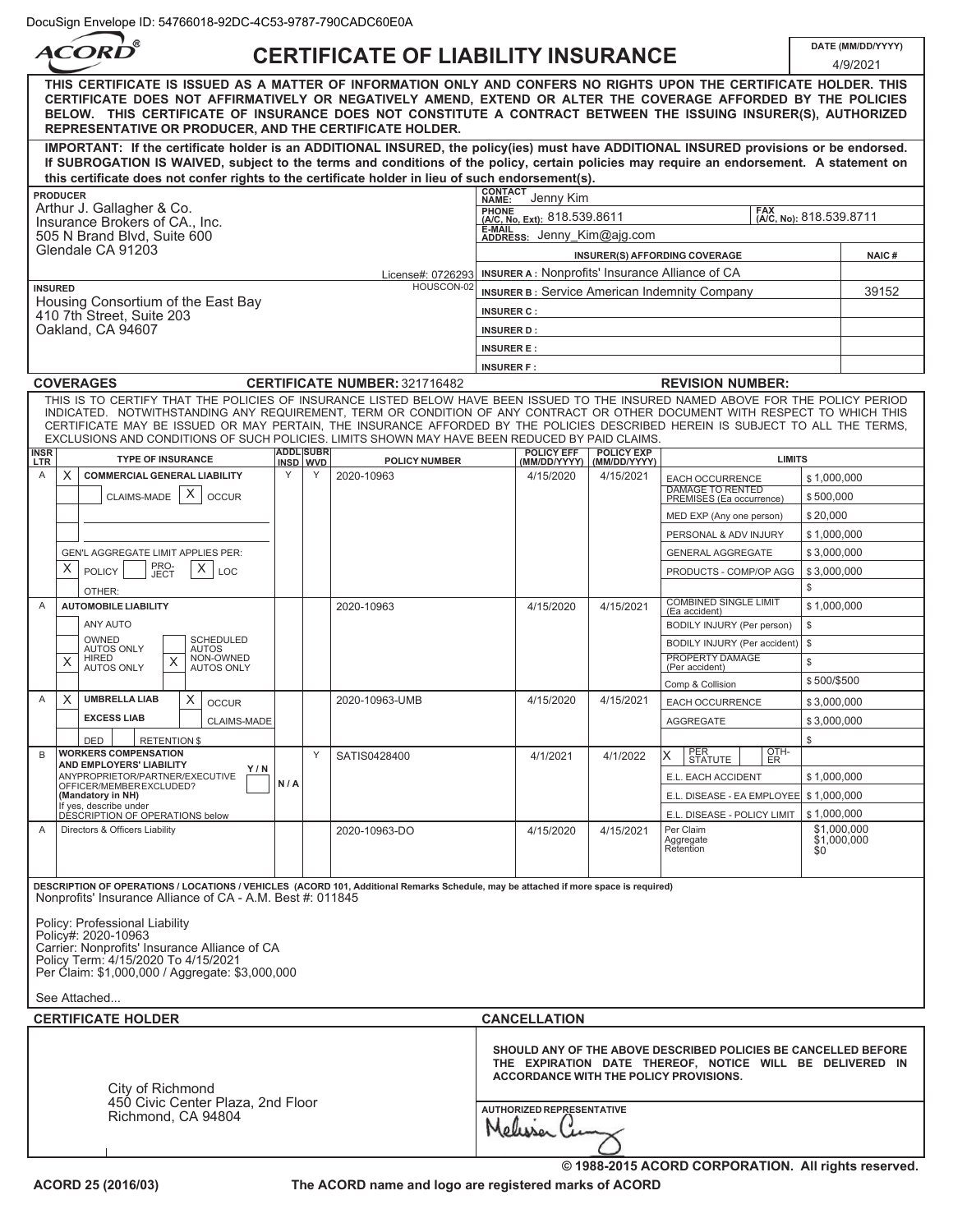DocuSign Envelope ID: 54766018-92DC-4C53-9787-790CADC60E0A

# ACORD® CERTIFICATE OF LIABILITY INSURANCE

**DATE (MM/DD/YYYY):** 4/9/2021

**THIS CERTIFICATE IS ISSUED AS A MATTER OF INFORMATION ONLY AND CONFERS NO RIGHTS UPON THE CERTIFICATE HOLDER. THIS CERTIFICATE DOES NOT AFFIRMATIVELY OR NEGATIVELY AMEND, EXTEND OR ALTER THE COVERAGE AFFORDED BY THE POLICIES BELOW. THIS CERTIFICATE OF INSURANCE DOES NOT CONSTITUTE A CONTRACT BETWEEN THE ISSUING INSURER(S), AUTHORIZED REPRESENTATIVE OR PRODUCER, AND THE CERTIFICATE HOLDER.**

**IMPORTANT: If the certificate holder is an ADDITIONAL INSURED, the policy(ies) must have ADDITIONAL INSURED provisions or be endorsed. If SUBROGATION IS WAIVED, subject to the terms and conditions of the policy, certain policies may require an endorsement. A statement on this certificate does not confer rights to the certificate holder in lieu of such endorsement(s).**

**PRODUCER**
Arthur J. Gallagher & Co.
Insurance Brokers of CA., Inc.
505 N Brand Blvd, Suite 600
Glendale CA 91203
License#: 0726293

**CONTACT NAME:** Jenny Kim
**PHONE (A/C, No, Ext):** 818.539.8611
**FAX (A/C, No):** 818.539.8711
**E-MAIL ADDRESS:** Jenny_Kim@ajg.com

**INSURED** HOUSCON-02
Housing Consortium of the East Bay
410 7th Street, Suite 203
Oakland, CA 94607

| INSURER(S) AFFORDING COVERAGE | NAIC # |
|---|---|
| INSURER A : Nonprofits' Insurance Alliance of CA | |
| INSURER B : Service American Indemnity Company | 39152 |
| INSURER C : | |
| INSURER D : | |
| INSURER E : | |
| INSURER F : | |

## COVERAGES

**CERTIFICATE NUMBER:** 321716482 **REVISION NUMBER:**

THIS IS TO CERTIFY THAT THE POLICIES OF INSURANCE LISTED BELOW HAVE BEEN ISSUED TO THE INSURED NAMED ABOVE FOR THE POLICY PERIOD INDICATED. NOTWITHSTANDING ANY REQUIREMENT, TERM OR CONDITION OF ANY CONTRACT OR OTHER DOCUMENT WITH RESPECT TO WHICH THIS CERTIFICATE MAY BE ISSUED OR MAY PERTAIN, THE INSURANCE AFFORDED BY THE POLICIES DESCRIBED HEREIN IS SUBJECT TO ALL THE TERMS, EXCLUSIONS AND CONDITIONS OF SUCH POLICIES. LIMITS SHOWN MAY HAVE BEEN REDUCED BY PAID CLAIMS.

| INSR LTR | TYPE OF INSURANCE | ADDL INSD | SUBR WVD | POLICY NUMBER | POLICY EFF (MM/DD/YYYY) | POLICY EXP (MM/DD/YYYY) | LIMITS | |
|---|---|---|---|---|---|---|---|---|
| A | X COMMERCIAL GENERAL LIABILITY | Y | Y | 2020-10963 | 4/15/2020 | 4/15/2021 | EACH OCCURRENCE | $ 1,000,000 |
| | CLAIMS-MADE [X] OCCUR | | | | | | DAMAGE TO RENTED PREMISES (Ea occurrence) | $ 500,000 |
| | | | | | | | MED EXP (Any one person) | $ 20,000 |
| | | | | | | | PERSONAL & ADV INJURY | $ 1,000,000 |
| | GEN'L AGGREGATE LIMIT APPLIES PER: | | | | | | GENERAL AGGREGATE | $ 3,000,000 |
| | [X] POLICY [ ] PRO-JECT [X] LOC | | | | | | PRODUCTS - COMP/OP AGG | $ 3,000,000 |
| | OTHER: | | | | | | | $ |
| A | AUTOMOBILE LIABILITY | | | 2020-10963 | 4/15/2020 | 4/15/2021 | COMBINED SINGLE LIMIT (Ea accident) | $ 1,000,000 |
| | ANY AUTO | | | | | | BODILY INJURY (Per person) | $ |
| | OWNED AUTOS ONLY / SCHEDULED AUTOS | | | | | | BODILY INJURY (Per accident) | $ |
| | [X] HIRED AUTOS ONLY [X] NON-OWNED AUTOS ONLY | | | | | | PROPERTY DAMAGE (Per accident) | $ |
| | | | | | | | Comp & Collision | $ 500/$500 |
| A | [X] UMBRELLA LIAB [X] OCCUR | | | 2020-10963-UMB | 4/15/2020 | 4/15/2021 | EACH OCCURRENCE | $ 3,000,000 |
| | EXCESS LIAB / CLAIMS-MADE | | | | | | AGGREGATE | $ 3,000,000 |
| | DED / RETENTION $ | | | | | | | $ |
| B | WORKERS COMPENSATION AND EMPLOYERS' LIABILITY Y/N | | Y | SATIS0428400 | 4/1/2021 | 4/1/2022 | [X] PER STATUTE / OTH-ER | |
| | ANYPROPRIETOR/PARTNER/EXECUTIVE OFFICER/MEMBER EXCLUDED? (Mandatory in NH) | N / A | | | | | E.L. EACH ACCIDENT | $ 1,000,000 |
| | If yes, describe under DESCRIPTION OF OPERATIONS below | | | | | | E.L. DISEASE - EA EMPLOYEE | $ 1,000,000 |
| | | | | | | | E.L. DISEASE - POLICY LIMIT | $ 1,000,000 |
| A | Directors & Officers Liability | | | 2020-10963-DO | 4/15/2020 | 4/15/2021 | Per Claim / Aggregate / Retention | $1,000,000 / $1,000,000 / $0 |

**DESCRIPTION OF OPERATIONS / LOCATIONS / VEHICLES** (ACORD 101, Additional Remarks Schedule, may be attached if more space is required)

Nonprofits' Insurance Alliance of CA - A.M. Best #: 011845

Policy: Professional Liability
Policy#: 2020-10963
Carrier: Nonprofits' Insurance Alliance of CA
Policy Term: 4/15/2020 To 4/15/2021
Per Claim: $1,000,000 / Aggregate: $3,000,000

See Attached...

**CERTIFICATE HOLDER**

City of Richmond
450 Civic Center Plaza, 2nd Floor
Richmond, CA 94804

**CANCELLATION**

**SHOULD ANY OF THE ABOVE DESCRIBED POLICIES BE CANCELLED BEFORE THE EXPIRATION DATE THEREOF, NOTICE WILL BE DELIVERED IN ACCORDANCE WITH THE POLICY PROVISIONS.**

**AUTHORIZED REPRESENTATIVE**
Melissa Cu...

© 1988-2015 ACORD CORPORATION. All rights reserved.

ACORD 25 (2016/03) The ACORD name and logo are registered marks of ACORD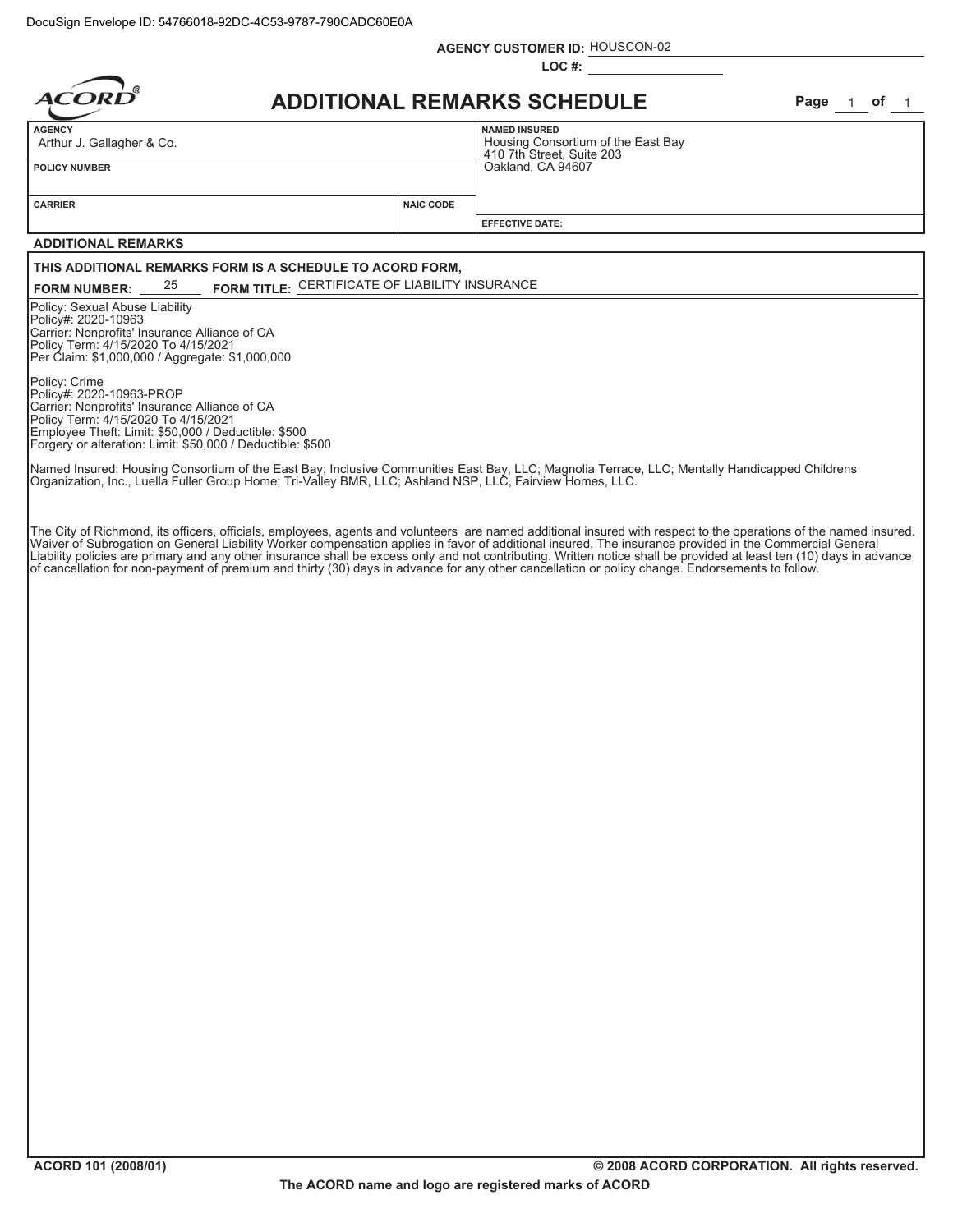DocuSign Envelope ID: 54766018-92DC-4C53-9787-790CADC60E0A

**AGENCY CUSTOMER ID:** HOUSCON-02

**LOC #:**

# ACORD ADDITIONAL REMARKS SCHEDULE

Page 1 of 1

| AGENCY | | NAMED INSURED |
|---|---|---|
| Arthur J. Gallagher & Co. | | Housing Consortium of the East Bay<br>410 7th Street, Suite 203<br>Oakland, CA 94607 |
| POLICY NUMBER | | |
| CARRIER | NAIC CODE | EFFECTIVE DATE: |

**ADDITIONAL REMARKS**

**THIS ADDITIONAL REMARKS FORM IS A SCHEDULE TO ACORD FORM,**

**FORM NUMBER:** 25 **FORM TITLE:** CERTIFICATE OF LIABILITY INSURANCE

Policy: Sexual Abuse Liability
Policy#: 2020-10963
Carrier: Nonprofits' Insurance Alliance of CA
Policy Term: 4/15/2020 To 4/15/2021
Per Claim: $1,000,000 / Aggregate: $1,000,000

Policy: Crime
Policy#: 2020-10963-PROP
Carrier: Nonprofits' Insurance Alliance of CA
Policy Term: 4/15/2020 To 4/15/2021
Employee Theft: Limit: $50,000 / Deductible: $500
Forgery or alteration: Limit: $50,000 / Deductible: $500

Named Insured: Housing Consortium of the East Bay; Inclusive Communities East Bay, LLC; Magnolia Terrace, LLC; Mentally Handicapped Childrens Organization, Inc., Luella Fuller Group Home; Tri-Valley BMR, LLC; Ashland NSP, LLC, Fairview Homes, LLC.

The City of Richmond, its officers, officials, employees, agents and volunteers are named additional insured with respect to the operations of the named insured. Waiver of Subrogation on General Liability Worker compensation applies in favor of additional insured. The insurance provided in the Commercial General Liability policies are primary and any other insurance shall be excess only and not contributing. Written notice shall be provided at least ten (10) days in advance of cancellation for non-payment of premium and thirty (30) days in advance for any other cancellation or policy change. Endorsements to follow.

ACORD 101 (2008/01) © 2008 ACORD CORPORATION. All rights reserved.

The ACORD name and logo are registered marks of ACORD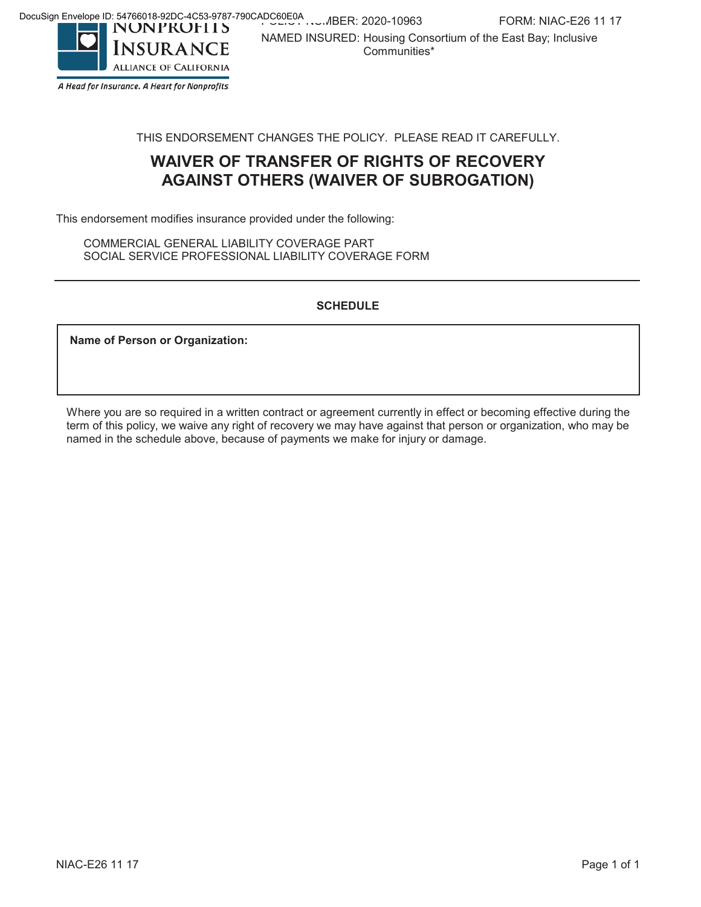DocuSign Envelope ID: 54766018-92DC-4C53-9787-790CADC60E0A

NONPROFITS INSURANCE ALLIANCE OF CALIFORNIA

*A Head for Insurance. A Heart for Nonprofits.*

POLICY NUMBER: 2020-10963 FORM: NIAC-E26 11 17

NAMED INSURED: Housing Consortium of the East Bay; Inclusive Communities*

THIS ENDORSEMENT CHANGES THE POLICY. PLEASE READ IT CAREFULLY.

# WAIVER OF TRANSFER OF RIGHTS OF RECOVERY AGAINST OTHERS (WAIVER OF SUBROGATION)

This endorsement modifies insurance provided under the following:

COMMERCIAL GENERAL LIABILITY COVERAGE PART
SOCIAL SERVICE PROFESSIONAL LIABILITY COVERAGE FORM

**SCHEDULE**

| **Name of Person or Organization:** |
| --- |
| |

Where you are so required in a written contract or agreement currently in effect or becoming effective during the term of this policy, we waive any right of recovery we may have against that person or organization, who may be named in the schedule above, because of payments we make for injury or damage.

NIAC-E26 11 17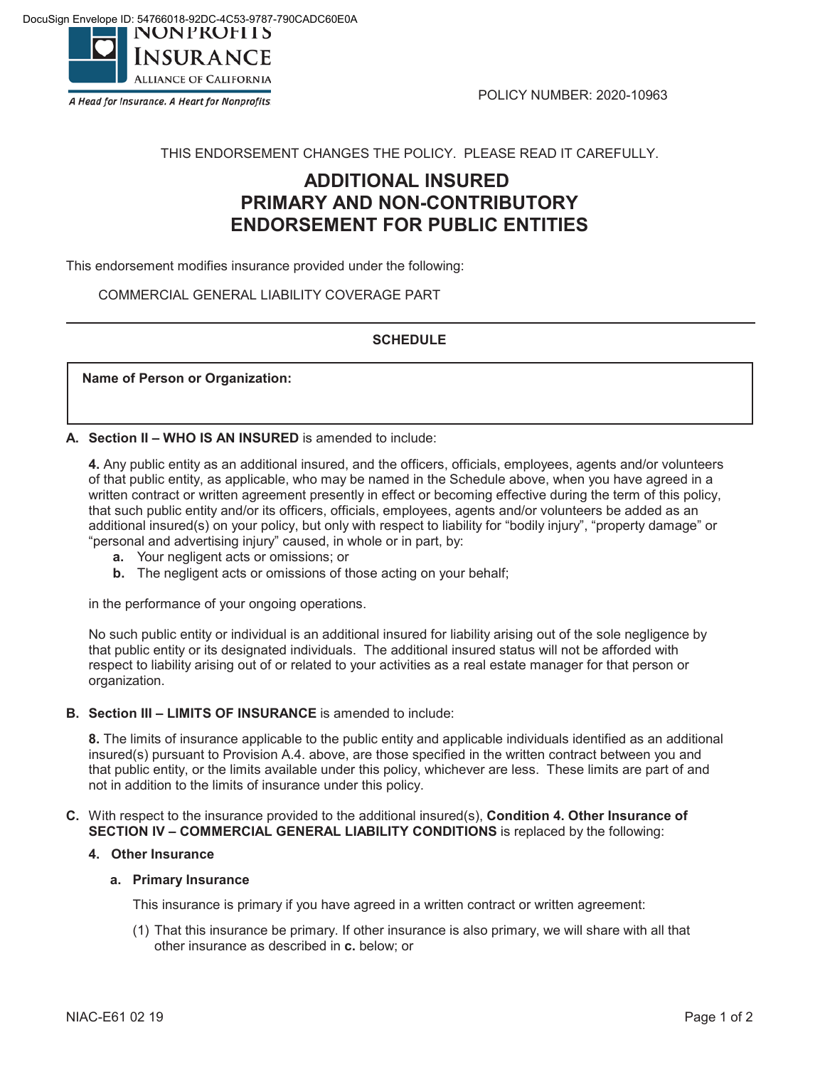DocuSign Envelope ID: 54766018-92DC-4C53-9787-790CADC60E0A

NONPROFITS INSURANCE ALLIANCE OF CALIFORNIA
*A Head for Insurance. A Heart for Nonprofits*

POLICY NUMBER: 2020-10963

THIS ENDORSEMENT CHANGES THE POLICY. PLEASE READ IT CAREFULLY.

# ADDITIONAL INSURED PRIMARY AND NON-CONTRIBUTORY ENDORSEMENT FOR PUBLIC ENTITIES

This endorsement modifies insurance provided under the following:

COMMERCIAL GENERAL LIABILITY COVERAGE PART

---

**SCHEDULE**

| **Name of Person or Organization:** |
| --- |
| |

**A. Section II – WHO IS AN INSURED** is amended to include:

**4.** Any public entity as an additional insured, and the officers, officials, employees, agents and/or volunteers of that public entity, as applicable, who may be named in the Schedule above, when you have agreed in a written contract or written agreement presently in effect or becoming effective during the term of this policy, that such public entity and/or its officers, officials, employees, agents and/or volunteers be added as an additional insured(s) on your policy, but only with respect to liability for "bodily injury", "property damage" or "personal and advertising injury" caused, in whole or in part, by:

- **a.** Your negligent acts or omissions; or
- **b.** The negligent acts or omissions of those acting on your behalf;

in the performance of your ongoing operations.

No such public entity or individual is an additional insured for liability arising out of the sole negligence by that public entity or its designated individuals. The additional insured status will not be afforded with respect to liability arising out of or related to your activities as a real estate manager for that person or organization.

**B. Section III – LIMITS OF INSURANCE** is amended to include:

**8.** The limits of insurance applicable to the public entity and applicable individuals identified as an additional insured(s) pursuant to Provision A.4. above, are those specified in the written contract between you and that public entity, or the limits available under this policy, whichever are less. These limits are part of and not in addition to the limits of insurance under this policy.

**C.** With respect to the insurance provided to the additional insured(s), **Condition 4. Other Insurance of SECTION IV – COMMERCIAL GENERAL LIABILITY CONDITIONS** is replaced by the following:

**4. Other Insurance**

**a. Primary Insurance**

This insurance is primary if you have agreed in a written contract or written agreement:

(1) That this insurance be primary. If other insurance is also primary, we will share with all that other insurance as described in **c.** below; or

NIAC-E61 02 19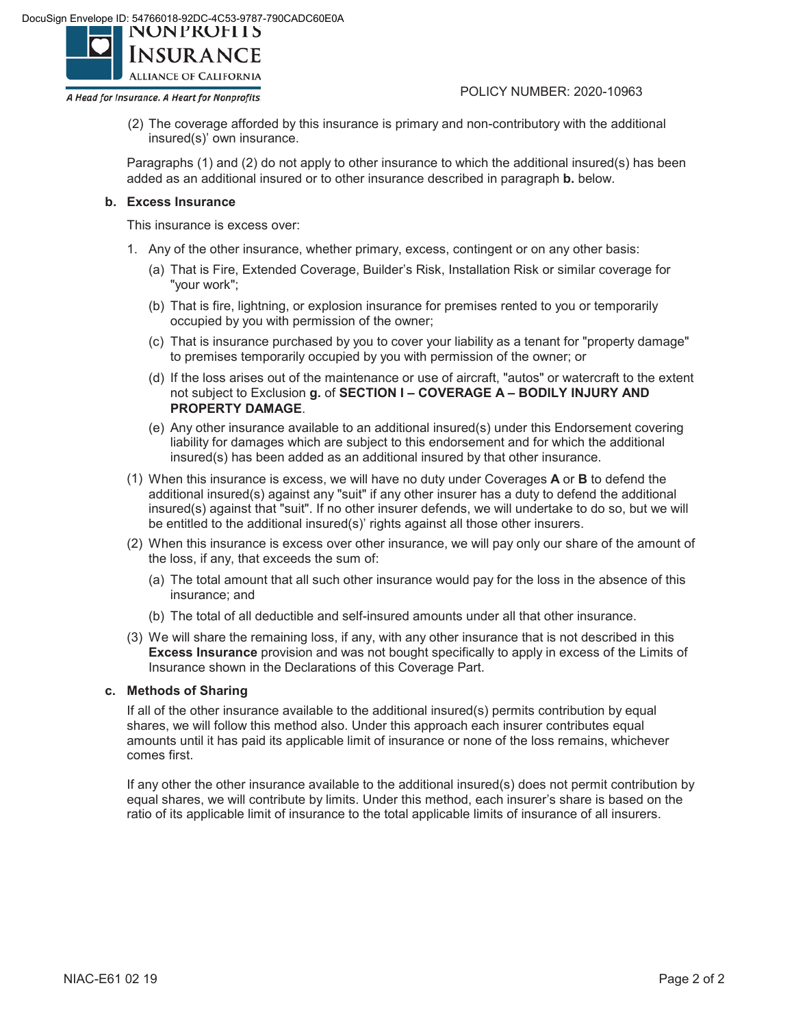POLICY NUMBER: 2020-10963

(2) The coverage afforded by this insurance is primary and non-contributory with the additional insured(s)' own insurance.

Paragraphs (1) and (2) do not apply to other insurance to which the additional insured(s) has been added as an additional insured or to other insurance described in paragraph **b.** below.

**b. Excess Insurance**

This insurance is excess over:

1. Any of the other insurance, whether primary, excess, contingent or on any other basis:
   - (a) That is Fire, Extended Coverage, Builder's Risk, Installation Risk or similar coverage for "your work";
   - (b) That is fire, lightning, or explosion insurance for premises rented to you or temporarily occupied by you with permission of the owner;
   - (c) That is insurance purchased by you to cover your liability as a tenant for "property damage" to premises temporarily occupied by you with permission of the owner; or
   - (d) If the loss arises out of the maintenance or use of aircraft, "autos" or watercraft to the extent not subject to Exclusion **g.** of **SECTION I – COVERAGE A – BODILY INJURY AND PROPERTY DAMAGE**.
   - (e) Any other insurance available to an additional insured(s) under this Endorsement covering liability for damages which are subject to this endorsement and for which the additional insured(s) has been added as an additional insured by that other insurance.

(1) When this insurance is excess, we will have no duty under Coverages **A** or **B** to defend the additional insured(s) against any "suit" if any other insurer has a duty to defend the additional insured(s) against that "suit". If no other insurer defends, we will undertake to do so, but we will be entitled to the additional insured(s)' rights against all those other insurers.

(2) When this insurance is excess over other insurance, we will pay only our share of the amount of the loss, if any, that exceeds the sum of:
   - (a) The total amount that all such other insurance would pay for the loss in the absence of this insurance; and
   - (b) The total of all deductible and self-insured amounts under all that other insurance.

(3) We will share the remaining loss, if any, with any other insurance that is not described in this **Excess Insurance** provision and was not bought specifically to apply in excess of the Limits of Insurance shown in the Declarations of this Coverage Part.

**c. Methods of Sharing**

If all of the other insurance available to the additional insured(s) permits contribution by equal shares, we will follow this method also. Under this approach each insurer contributes equal amounts until it has paid its applicable limit of insurance or none of the loss remains, whichever comes first.

If any other the other insurance available to the additional insured(s) does not permit contribution by equal shares, we will contribute by limits. Under this method, each insurer's share is based on the ratio of its applicable limit of insurance to the total applicable limits of insurance of all insurers.

NIAC-E61 02 19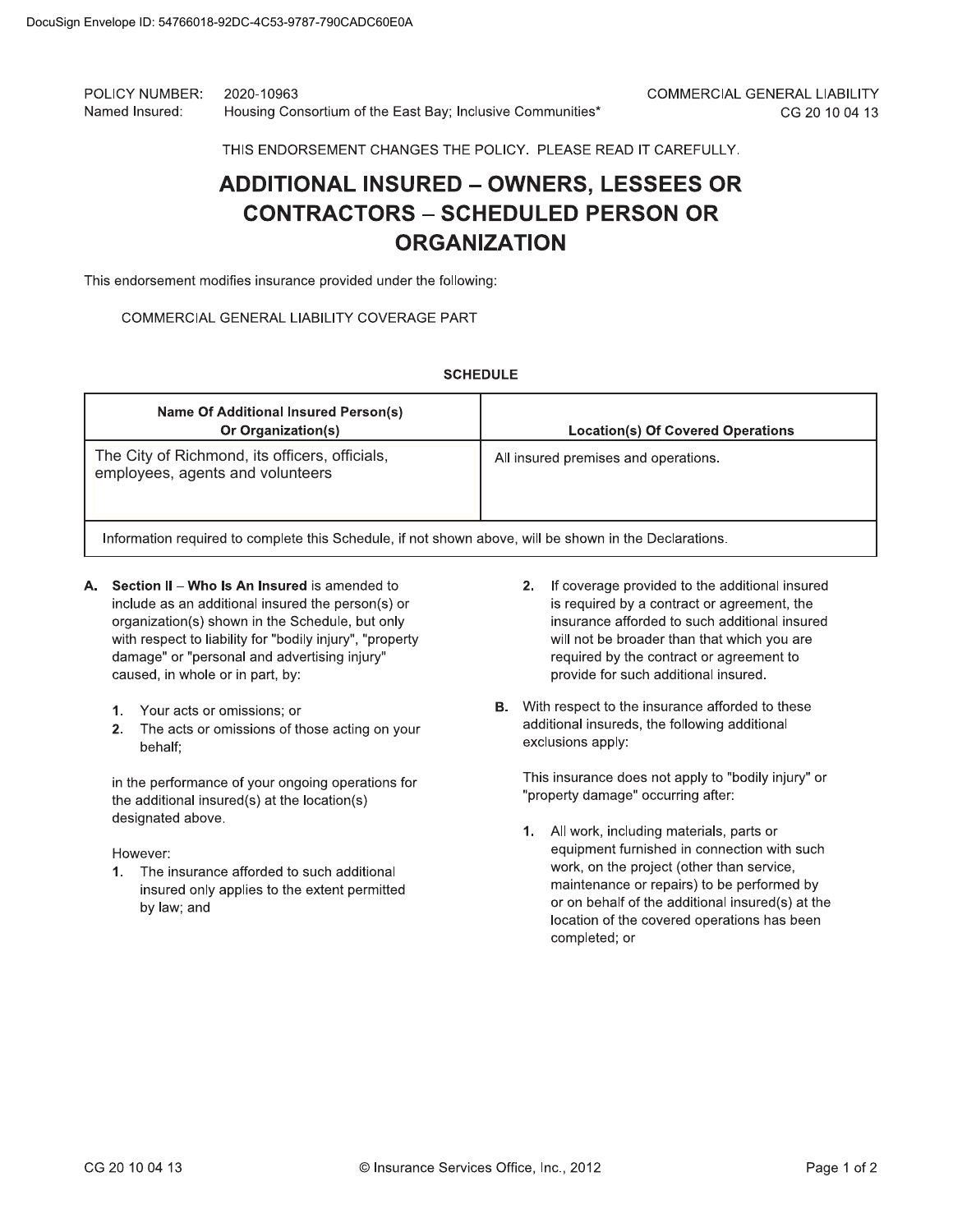DocuSign Envelope ID: 54766018-92DC-4C53-9787-790CADC60E0A

POLICY NUMBER: 2020-10963
Named Insured: Housing Consortium of the East Bay; Inclusive Communities*

COMMERCIAL GENERAL LIABILITY
CG 20 10 04 13

THIS ENDORSEMENT CHANGES THE POLICY. PLEASE READ IT CAREFULLY.

# ADDITIONAL INSURED – OWNERS, LESSEES OR CONTRACTORS – SCHEDULED PERSON OR ORGANIZATION

This endorsement modifies insurance provided under the following:

COMMERCIAL GENERAL LIABILITY COVERAGE PART

**SCHEDULE**

| Name Of Additional Insured Person(s) Or Organization(s) | Location(s) Of Covered Operations |
|---|---|
| The City of Richmond, its officers, officials, employees, agents and volunteers | All insured premises and operations. |
| Information required to complete this Schedule, if not shown above, will be shown in the Declarations. | |

**A.** **Section II – Who Is An Insured** is amended to include as an additional insured the person(s) or organization(s) shown in the Schedule, but only with respect to liability for "bodily injury", "property damage" or "personal and advertising injury" caused, in whole or in part, by:

1. Your acts or omissions; or
2. The acts or omissions of those acting on your behalf;

in the performance of your ongoing operations for the additional insured(s) at the location(s) designated above.

However:

1. The insurance afforded to such additional insured only applies to the extent permitted by law; and
2. If coverage provided to the additional insured is required by a contract or agreement, the insurance afforded to such additional insured will not be broader than that which you are required by the contract or agreement to provide for such additional insured.

**B.** With respect to the insurance afforded to these additional insureds, the following additional exclusions apply:

This insurance does not apply to "bodily injury" or "property damage" occurring after:

1. All work, including materials, parts or equipment furnished in connection with such work, on the project (other than service, maintenance or repairs) to be performed by or on behalf of the additional insured(s) at the location of the covered operations has been completed; or

CG 20 10 04 13 © Insurance Services Office, Inc., 2012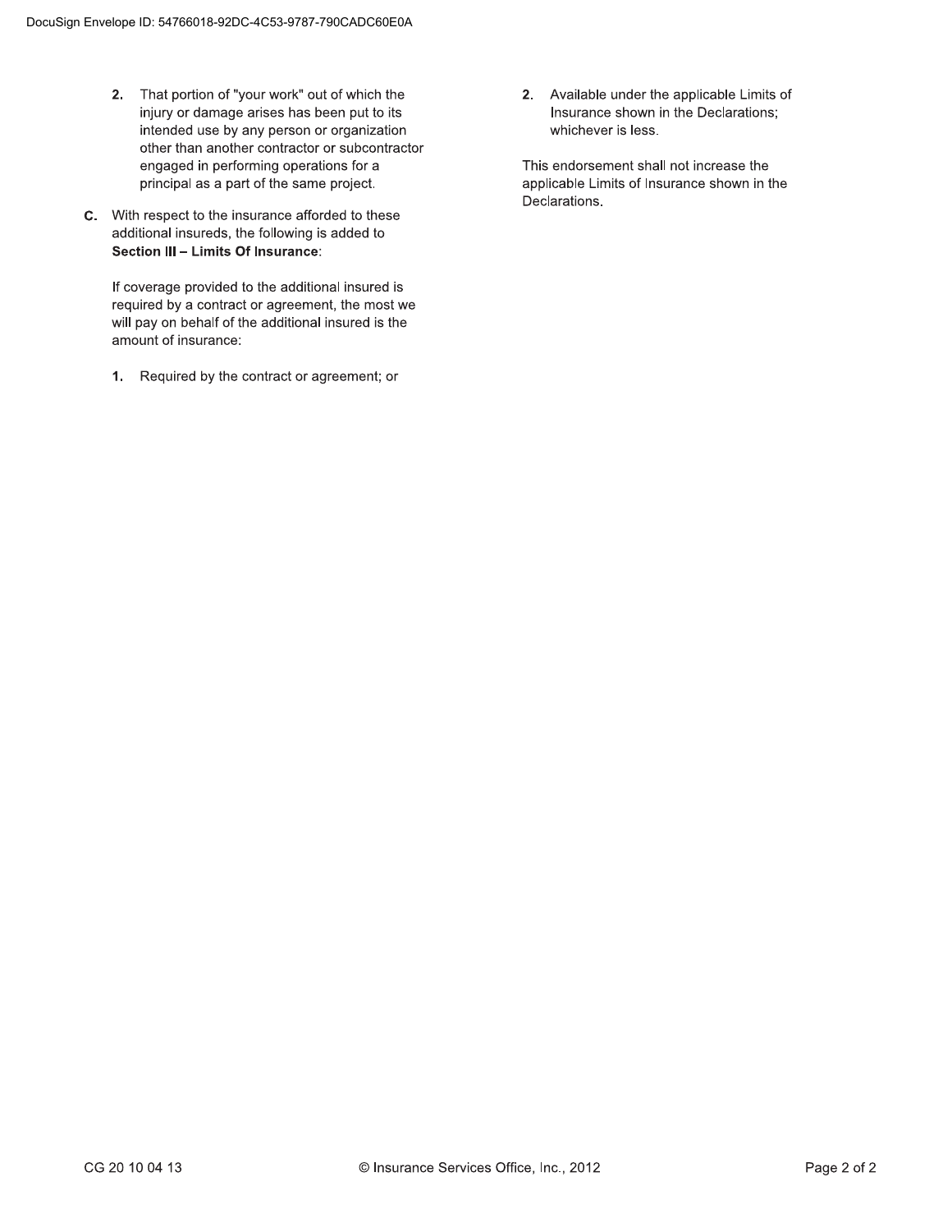2. That portion of "your work" out of which the injury or damage arises has been put to its intended use by any person or organization other than another contractor or subcontractor engaged in performing operations for a principal as a part of the same project.

**C.** With respect to the insurance afforded to these additional insureds, the following is added to **Section III – Limits Of Insurance**:

If coverage provided to the additional insured is required by a contract or agreement, the most we will pay on behalf of the additional insured is the amount of insurance:

1. Required by the contract or agreement; or
2. Available under the applicable Limits of Insurance shown in the Declarations;

whichever is less.

This endorsement shall not increase the applicable Limits of Insurance shown in the Declarations.